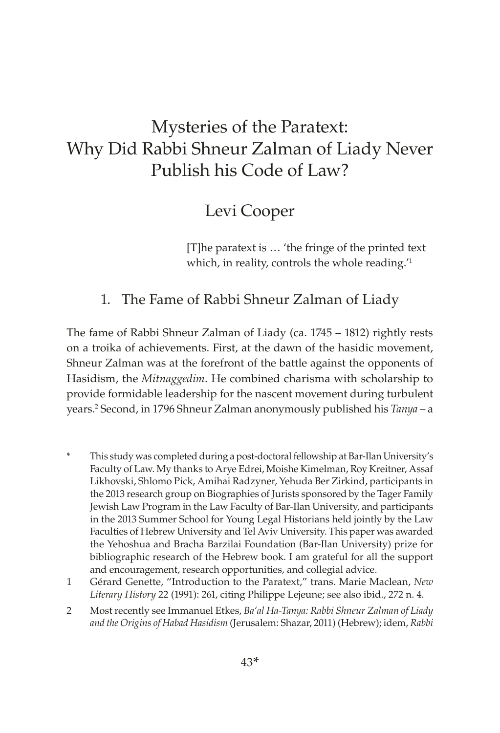# Mysteries of the Paratext: Why Did Rabbi Shneur Zalman of Liady Never Publish his Code of Law?

Levi Cooper

> [T]he paratext is … 'the fringe of the printed text which, in reality, controls the whole reading.'[1]

## 1. The Fame of Rabbi Shneur Zalman of Liady

The fame of Rabbi Shneur Zalman of Liady (ca. 1745 – 1812) rightly rests on a troika of achievements. First, at the dawn of the hasidic movement, Shneur Zalman was at the forefront of the battle against the opponents of Hasidism, the *Mitnaggedim*. He combined charisma with scholarship to provide formidable leadership for the nascent movement during turbulent years.[2] Second, in 1796 Shneur Zalman anonymously published his *Tanya* – a

---

\* This study was completed during a post-doctoral fellowship at Bar-Ilan University's Faculty of Law. My thanks to Arye Edrei, Moishe Kimelman, Roy Kreitner, Assaf Likhovski, Shlomo Pick, Amihai Radzyner, Yehuda Ber Zirkind, participants in the 2013 research group on Biographies of Jurists sponsored by the Tager Family Jewish Law Program in the Law Faculty of Bar-Ilan University, and participants in the 2013 Summer School for Young Legal Historians held jointly by the Law Faculties of Hebrew University and Tel Aviv University. This paper was awarded the Yehoshua and Bracha Barzilai Foundation (Bar-Ilan University) prize for bibliographic research of the Hebrew book. I am grateful for all the support and encouragement, research opportunities, and collegial advice.

1 Gérard Genette, "Introduction to the Paratext," trans. Marie Maclean, *New Literary History* 22 (1991): 261, citing Philippe Lejeune; see also ibid., 272 n. 4.

2 Most recently see Immanuel Etkes, *Ba'al Ha-Tanya: Rabbi Shneur Zalman of Liady and the Origins of Habad Hasidism* (Jerusalem: Shazar, 2011) (Hebrew); idem, *Rabbi*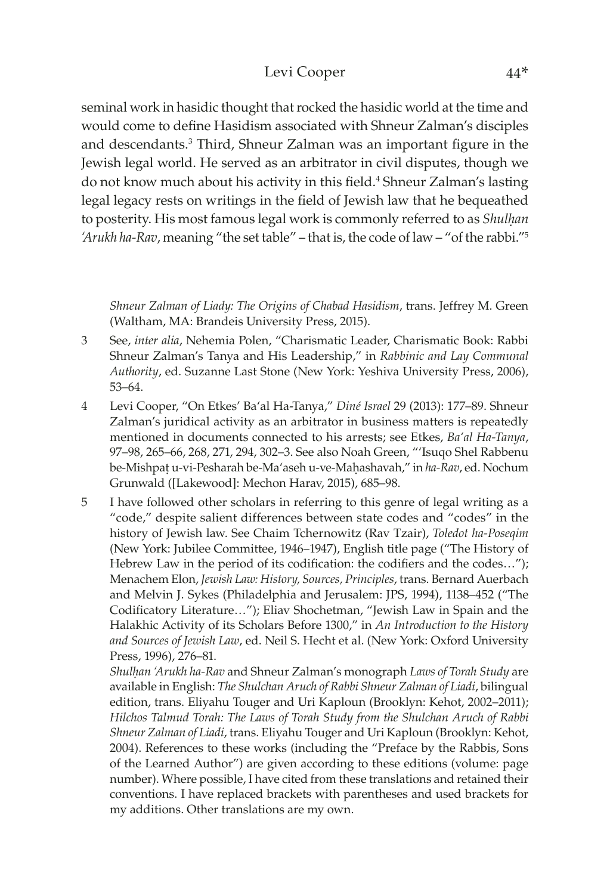seminal work in hasidic thought that rocked the hasidic world at the time and would come to define Hasidism associated with Shneur Zalman's disciples and descendants.[3] Third, Shneur Zalman was an important figure in the Jewish legal world. He served as an arbitrator in civil disputes, though we do not know much about his activity in this field.[4] Shneur Zalman's lasting legal legacy rests on writings in the field of Jewish law that he bequeathed to posterity. His most famous legal work is commonly referred to as *Shulḥan 'Arukh ha-Rav*, meaning "the set table" – that is, the code of law – "of the rabbi."[5]

*Shneur Zalman of Liady: The Origins of Chabad Hasidism*, trans. Jeffrey M. Green (Waltham, MA: Brandeis University Press, 2015).

3 See, *inter alia*, Nehemia Polen, "Charismatic Leader, Charismatic Book: Rabbi Shneur Zalman's Tanya and His Leadership," in *Rabbinic and Lay Communal Authority*, ed. Suzanne Last Stone (New York: Yeshiva University Press, 2006), 53–64.

4 Levi Cooper, "On Etkes' Ba'al Ha-Tanya," *Diné Israel* 29 (2013): 177–89. Shneur Zalman's juridical activity as an arbitrator in business matters is repeatedly mentioned in documents connected to his arrests; see Etkes, *Ba'al Ha-Tanya*, 97–98, 265–66, 268, 271, 294, 302–3. See also Noah Green, "'Isuqo Shel Rabbenu be-Mishpaṭ u-vi-Pesharah be-Ma'aseh u-ve-Maḥashavah," in *ha-Rav*, ed. Nochum Grunwald ([Lakewood]: Mechon Harav, 2015), 685–98.

5 I have followed other scholars in referring to this genre of legal writing as a "code," despite salient differences between state codes and "codes" in the history of Jewish law. See Chaim Tchernowitz (Rav Tzair), *Toledot ha-Poseqim* (New York: Jubilee Committee, 1946–1947), English title page ("The History of Hebrew Law in the period of its codification: the codifiers and the codes…"); Menachem Elon, *Jewish Law: History, Sources, Principles*, trans. Bernard Auerbach and Melvin J. Sykes (Philadelphia and Jerusalem: JPS, 1994), 1138–452 ("The Codificatory Literature…"); Eliav Shochetman, "Jewish Law in Spain and the Halakhic Activity of its Scholars Before 1300," in *An Introduction to the History and Sources of Jewish Law*, ed. Neil S. Hecht et al. (New York: Oxford University Press, 1996), 276–81.

*Shulḥan 'Arukh ha-Rav* and Shneur Zalman's monograph *Laws of Torah Study* are available in English: *The Shulchan Aruch of Rabbi Shneur Zalman of Liadi*, bilingual edition, trans. Eliyahu Touger and Uri Kaploun (Brooklyn: Kehot, 2002–2011); *Hilchos Talmud Torah: The Laws of Torah Study from the Shulchan Aruch of Rabbi Shneur Zalman of Liadi*, trans. Eliyahu Touger and Uri Kaploun (Brooklyn: Kehot, 2004). References to these works (including the "Preface by the Rabbis, Sons of the Learned Author") are given according to these editions (volume: page number). Where possible, I have cited from these translations and retained their conventions. I have replaced brackets with parentheses and used brackets for my additions. Other translations are my own.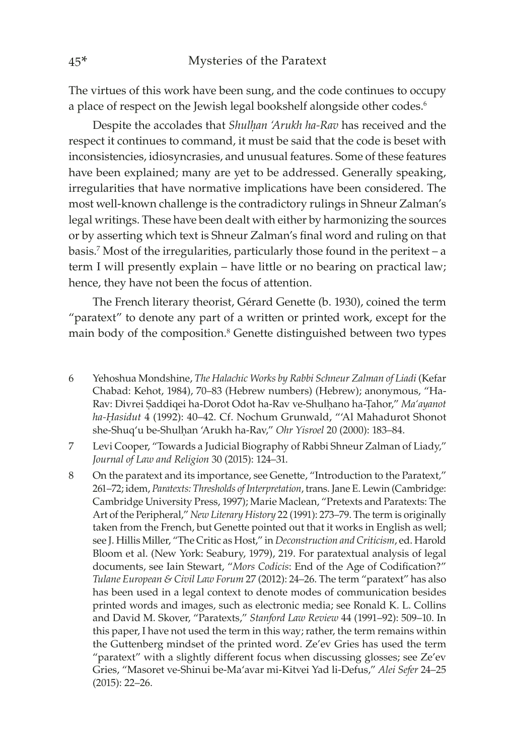The virtues of this work have been sung, and the code continues to occupy a place of respect on the Jewish legal bookshelf alongside other codes.[6]

Despite the accolades that *Shulḥan ʿArukh ha-Rav* has received and the respect it continues to command, it must be said that the code is beset with inconsistencies, idiosyncrasies, and unusual features. Some of these features have been explained; many are yet to be addressed. Generally speaking, irregularities that have normative implications have been considered. The most well-known challenge is the contradictory rulings in Shneur Zalman's legal writings. These have been dealt with either by harmonizing the sources or by asserting which text is Shneur Zalman's final word and ruling on that basis.[7] Most of the irregularities, particularly those found in the peritext – a term I will presently explain – have little or no bearing on practical law; hence, they have not been the focus of attention.

The French literary theorist, Gérard Genette (b. 1930), coined the term "paratext" to denote any part of a written or printed work, except for the main body of the composition.[8] Genette distinguished between two types

6 Yehoshua Mondshine, *The Halachic Works by Rabbi Schneur Zalman of Liadi* (Kefar Chabad: Kehot, 1984), 70–83 (Hebrew numbers) (Hebrew); anonymous, "Ha-Rav: Divrei Ṣaddiqei ha-Dorot Odot ha-Rav ve-Shulḥano ha-Ṭahor," *Maʿayanot ha-Ḥasidut* 4 (1992): 40–42. Cf. Nochum Grunwald, "ʿAl Mahadurot Shonot she-Shuqʿu be-Shulḥan ʿArukh ha-Rav," *Ohr Yisroel* 20 (2000): 183–84.

7 Levi Cooper, "Towards a Judicial Biography of Rabbi Shneur Zalman of Liady," *Journal of Law and Religion* 30 (2015): 124–31.

8 On the paratext and its importance, see Genette, "Introduction to the Paratext," 261–72; idem, *Paratexts: Thresholds of Interpretation*, trans. Jane E. Lewin (Cambridge: Cambridge University Press, 1997); Marie Maclean, "Pretexts and Paratexts: The Art of the Peripheral," *New Literary History* 22 (1991): 273–79. The term is originally taken from the French, but Genette pointed out that it works in English as well; see J. Hillis Miller, "The Critic as Host," in *Deconstruction and Criticism*, ed. Harold Bloom et al. (New York: Seabury, 1979), 219. For paratextual analysis of legal documents, see Iain Stewart, "*Mors Codicis*: End of the Age of Codification?" *Tulane European & Civil Law Forum* 27 (2012): 24–26. The term "paratext" has also has been used in a legal context to denote modes of communication besides printed words and images, such as electronic media; see Ronald K. L. Collins and David M. Skover, "Paratexts," *Stanford Law Review* 44 (1991–92): 509–10. In this paper, I have not used the term in this way; rather, the term remains within the Guttenberg mindset of the printed word. Ze'ev Gries has used the term "paratext" with a slightly different focus when discussing glosses; see Ze'ev Gries, "Masoret ve-Shinui be-Maʿavar mi-Kitvei Yad li-Defus," *Alei Sefer* 24–25 (2015): 22–26.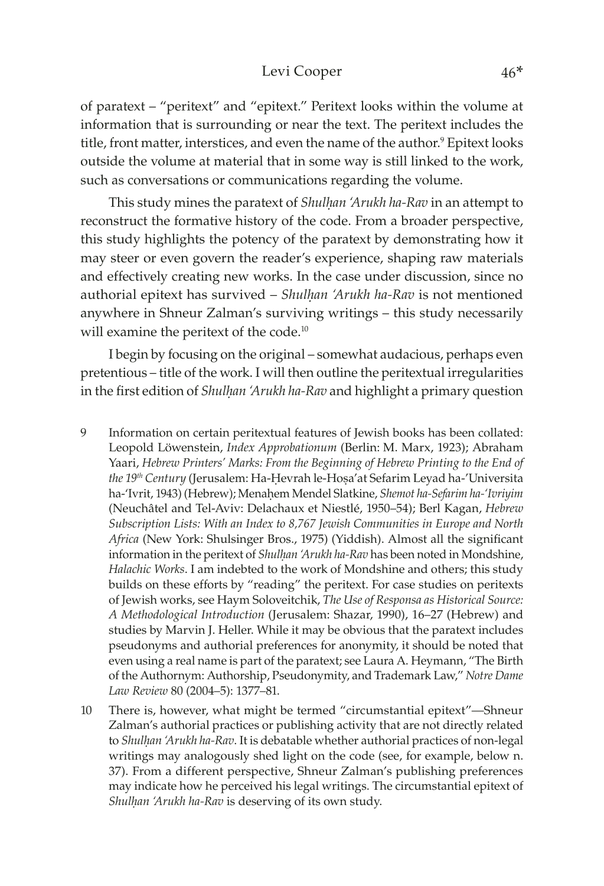of paratext – "peritext" and "epitext." Peritext looks within the volume at information that is surrounding or near the text. The peritext includes the title, front matter, interstices, and even the name of the author.[9] Epitext looks outside the volume at material that in some way is still linked to the work, such as conversations or communications regarding the volume.

This study mines the paratext of *Shulḥan 'Arukh ha-Rav* in an attempt to reconstruct the formative history of the code. From a broader perspective, this study highlights the potency of the paratext by demonstrating how it may steer or even govern the reader's experience, shaping raw materials and effectively creating new works. In the case under discussion, since no authorial epitext has survived – *Shulḥan 'Arukh ha-Rav* is not mentioned anywhere in Shneur Zalman's surviving writings – this study necessarily will examine the peritext of the code.[10]

I begin by focusing on the original – somewhat audacious, perhaps even pretentious – title of the work. I will then outline the peritextual irregularities in the first edition of *Shulḥan 'Arukh ha-Rav* and highlight a primary question

9 Information on certain peritextual features of Jewish books has been collated: Leopold Löwenstein, *Index Approbationum* (Berlin: M. Marx, 1923); Abraham Yaari, *Hebrew Printers' Marks: From the Beginning of Hebrew Printing to the End of the 19th Century* (Jerusalem: Ha-Ḥevrah le-Hoṣa'at Sefarim Leyad ha-'Universita ha-'Ivrit, 1943) (Hebrew); Menaḥem Mendel Slatkine, *Shemot ha-Sefarim ha-'Ivriyim* (Neuchâtel and Tel-Aviv: Delachaux et Niestlé, 1950–54); Berl Kagan, *Hebrew Subscription Lists: With an Index to 8,767 Jewish Communities in Europe and North Africa* (New York: Shulsinger Bros., 1975) (Yiddish). Almost all the significant information in the peritext of *Shulḥan 'Arukh ha-Rav* has been noted in Mondshine, *Halachic Works*. I am indebted to the work of Mondshine and others; this study builds on these efforts by "reading" the peritext. For case studies on peritexts of Jewish works, see Haym Soloveitchik, *The Use of Responsa as Historical Source: A Methodological Introduction* (Jerusalem: Shazar, 1990), 16–27 (Hebrew) and studies by Marvin J. Heller. While it may be obvious that the paratext includes pseudonyms and authorial preferences for anonymity, it should be noted that even using a real name is part of the paratext; see Laura A. Heymann, "The Birth of the Authornym: Authorship, Pseudonymity, and Trademark Law," *Notre Dame Law Review* 80 (2004–5): 1377–81.

10 There is, however, what might be termed "circumstantial epitext"—Shneur Zalman's authorial practices or publishing activity that are not directly related to *Shulḥan 'Arukh ha-Rav*. It is debatable whether authorial practices of non-legal writings may analogously shed light on the code (see, for example, below n. 37). From a different perspective, Shneur Zalman's publishing preferences may indicate how he perceived his legal writings. The circumstantial epitext of *Shulḥan 'Arukh ha-Rav* is deserving of its own study.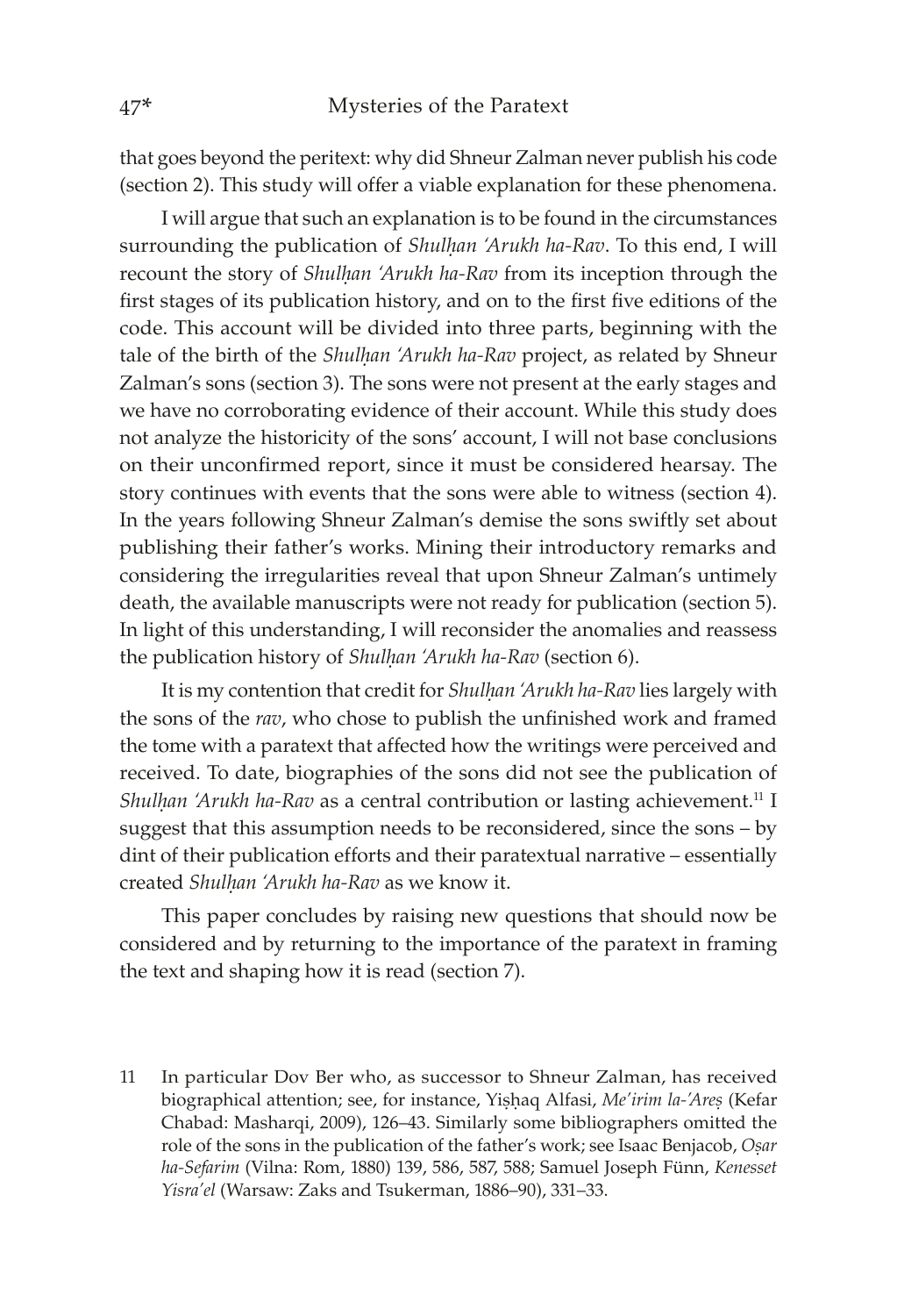that goes beyond the peritext: why did Shneur Zalman never publish his code (section 2). This study will offer a viable explanation for these phenomena.

I will argue that such an explanation is to be found in the circumstances surrounding the publication of *Shulḥan 'Arukh ha-Rav*. To this end, I will recount the story of *Shulḥan 'Arukh ha-Rav* from its inception through the first stages of its publication history, and on to the first five editions of the code. This account will be divided into three parts, beginning with the tale of the birth of the *Shulḥan 'Arukh ha-Rav* project, as related by Shneur Zalman's sons (section 3). The sons were not present at the early stages and we have no corroborating evidence of their account. While this study does not analyze the historicity of the sons' account, I will not base conclusions on their unconfirmed report, since it must be considered hearsay. The story continues with events that the sons were able to witness (section 4). In the years following Shneur Zalman's demise the sons swiftly set about publishing their father's works. Mining their introductory remarks and considering the irregularities reveal that upon Shneur Zalman's untimely death, the available manuscripts were not ready for publication (section 5). In light of this understanding, I will reconsider the anomalies and reassess the publication history of *Shulḥan 'Arukh ha-Rav* (section 6).

It is my contention that credit for *Shulḥan 'Arukh ha-Rav* lies largely with the sons of the *rav*, who chose to publish the unfinished work and framed the tome with a paratext that affected how the writings were perceived and received. To date, biographies of the sons did not see the publication of *Shulḥan 'Arukh ha-Rav* as a central contribution or lasting achievement.[11] I suggest that this assumption needs to be reconsidered, since the sons – by dint of their publication efforts and their paratextual narrative – essentially created *Shulḥan 'Arukh ha-Rav* as we know it.

This paper concludes by raising new questions that should now be considered and by returning to the importance of the paratext in framing the text and shaping how it is read (section 7).

11 In particular Dov Ber who, as successor to Shneur Zalman, has received biographical attention; see, for instance, Yiṣḥaq Alfasi, *Me'irim la-'Areṣ* (Kefar Chabad: Masharqi, 2009), 126–43. Similarly some bibliographers omitted the role of the sons in the publication of the father's work; see Isaac Benjacob, *Oṣar ha-Sefarim* (Vilna: Rom, 1880) 139, 586, 587, 588; Samuel Joseph Fünn, *Kenesset Yisra'el* (Warsaw: Zaks and Tsukerman, 1886–90), 331–33.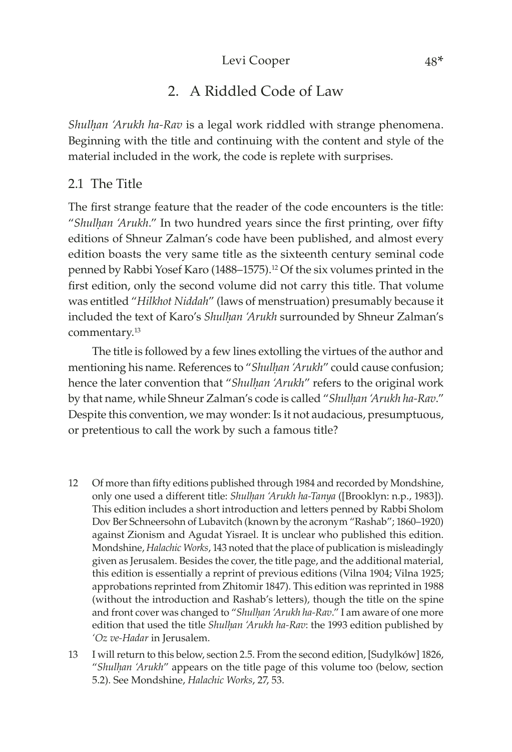## 2. A Riddled Code of Law

*Shulḥan 'Arukh ha-Rav* is a legal work riddled with strange phenomena. Beginning with the title and continuing with the content and style of the material included in the work, the code is replete with surprises.

### 2.1 The Title

The first strange feature that the reader of the code encounters is the title: "*Shulḥan 'Arukh*." In two hundred years since the first printing, over fifty editions of Shneur Zalman's code have been published, and almost every edition boasts the very same title as the sixteenth century seminal code penned by Rabbi Yosef Karo (1488–1575).[12] Of the six volumes printed in the first edition, only the second volume did not carry this title. That volume was entitled "*Hilkhot Niddah*" (laws of menstruation) presumably because it included the text of Karo's *Shulḥan 'Arukh* surrounded by Shneur Zalman's commentary.[13]

The title is followed by a few lines extolling the virtues of the author and mentioning his name. References to "*Shulḥan 'Arukh*" could cause confusion; hence the later convention that "*Shulḥan 'Arukh*" refers to the original work by that name, while Shneur Zalman's code is called "*Shulḥan 'Arukh ha-Rav*." Despite this convention, we may wonder: Is it not audacious, presumptuous, or pretentious to call the work by such a famous title?

12 Of more than fifty editions published through 1984 and recorded by Mondshine, only one used a different title: *Shulḥan 'Arukh ha-Tanya* ([Brooklyn: n.p., 1983]). This edition includes a short introduction and letters penned by Rabbi Sholom Dov Ber Schneersohn of Lubavitch (known by the acronym "Rashab"; 1860–1920) against Zionism and Agudat Yisrael. It is unclear who published this edition. Mondshine, *Halachic Works*, 143 noted that the place of publication is misleadingly given as Jerusalem. Besides the cover, the title page, and the additional material, this edition is essentially a reprint of previous editions (Vilna 1904; Vilna 1925; approbations reprinted from Zhitomir 1847). This edition was reprinted in 1988 (without the introduction and Rashab's letters), though the title on the spine and front cover was changed to "*Shulḥan 'Arukh ha-Rav*." I am aware of one more edition that used the title *Shulḥan 'Arukh ha-Rav*: the 1993 edition published by *'Oz ve-Hadar* in Jerusalem.

13 I will return to this below, section 2.5. From the second edition, [Sudylków] 1826, "*Shulḥan 'Arukh*" appears on the title page of this volume too (below, section 5.2). See Mondshine, *Halachic Works*, 27, 53.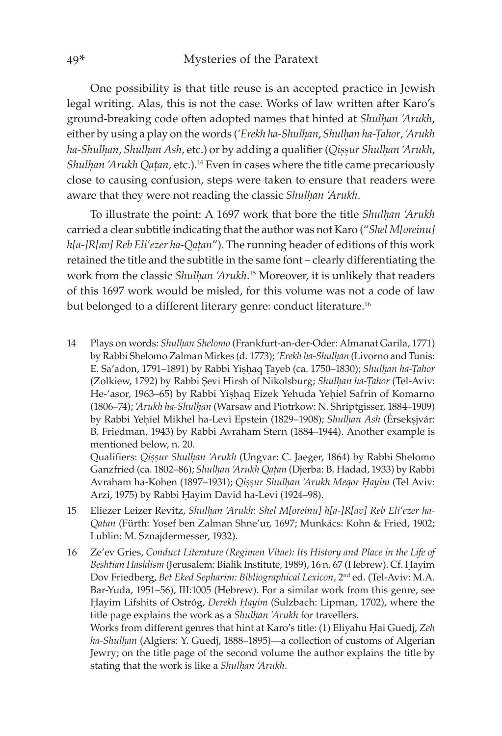One possibility is that title reuse is an accepted practice in Jewish legal writing. Alas, this is not the case. Works of law written after Karo's ground-breaking code often adopted names that hinted at *Shulḥan ʻArukh*, either by using a play on the words (*ʻErekh ha-Shulḥan*, *Shulḥan ha-Ṭahor*, *ʻArukh ha-Shulḥan*, *Shulḥan Ash*, etc.) or by adding a qualifier (*Qiṣṣur Shulḥan ʻArukh*, *Shulḥan ʻArukh Qaṭan,* etc.).[14] Even in cases where the title came precariously close to causing confusion, steps were taken to ensure that readers were aware that they were not reading the classic *Shulḥan ʻArukh*.

To illustrate the point: A 1697 work that bore the title *Shulḥan ʻArukh* carried a clear subtitle indicating that the author was not Karo ("*Shel M[oreinu] h[a-]R[av] Reb Eliʻezer ha-Qaṭan*"). The running header of editions of this work retained the title and the subtitle in the same font – clearly differentiating the work from the classic *Shulḥan ʻArukh*.[15] Moreover, it is unlikely that readers of this 1697 work would be misled, for this volume was not a code of law but belonged to a different literary genre: conduct literature.[16]

---

14 Plays on words: *Shulḥan Shelomo* (Frankfurt-an-der-Oder: Almanat Garila, 1771) by Rabbi Shelomo Zalman Mirkes (d. 1773); *ʻErekh ha-Shulḥan* (Livorno and Tunis: E. Saʻadon, 1791–1891) by Rabbi Yiṣḥaq Ṭayeb (ca. 1750–1830); *Shulḥan ha-Ṭahor* (Zolkiew, 1792) by Rabbi Ṣevi Hirsh of Nikolsburg; *Shulḥan ha-Ṭahor* (Tel-Aviv: He-ʻasor, 1963–65) by Rabbi Yiṣḥaq Eizek Yehuda Yeḥiel Safrin of Komarno (1806–74); *ʻArukh ha-Shulḥan* (Warsaw and Piotrkow: N. Shriptgisser, 1884–1909) by Rabbi Yeḥiel Mikhel ha-Levi Epstein (1829–1908); *Shulḥan Ash* (Érseksjvár: B. Friedman, 1943) by Rabbi Avraham Stern (1884–1944). Another example is mentioned below, n. 20.
Qualifiers: *Qiṣṣur Shulḥan ʻArukh* (Ungvar: C. Jaeger, 1864) by Rabbi Shelomo Ganzfried (ca. 1802–86); *Shulḥan ʻArukh Qaṭan* (Djerba: B. Hadad, 1933) by Rabbi Avraham ha-Kohen (1897–1931); *Qiṣṣur Shulḥan ʻArukh Meqor Ḥayim* (Tel Aviv: Arzi, 1975) by Rabbi Ḥayim David ha-Levi (1924–98).

15 Eliezer Leizer Revitz, *Shulḥan ʻArukh*: *Shel M[oreinu] h[a-]R[av] Reb Eliʻezer ha-Qatan* (Fürth: Yosef ben Zalman Shne'ur, 1697; Munkács: Kohn & Fried, 1902; Lublin: M. Sznajdermesser, 1932).

16 Ze'ev Gries, *Conduct Literature (Regimen Vitae): Its History and Place in the Life of Beshtian Hasidism* (Jerusalem: Bialik Institute, 1989), 16 n. 67 (Hebrew). Cf. Ḥayim Dov Friedberg, *Bet Eked Sepharim: Bibliographical Lexicon*, 2nd ed. (Tel-Aviv: M.A. Bar-Yuda, 1951–56), III:1005 (Hebrew). For a similar work from this genre, see Ḥayim Lifshits of Ostróg, *Derekh Ḥayim* (Sulzbach: Lipman, 1702), where the title page explains the work as a *Shulḥan ʻArukh* for travellers.
Works from different genres that hint at Karo's title: (1) Eliyahu Ḥai Guedj, *Zeh ha-Shulḥan* (Algiers: Y. Guedj, 1888–1895)—a collection of customs of Algerian Jewry; on the title page of the second volume the author explains the title by stating that the work is like a *Shulḥan ʻArukh*.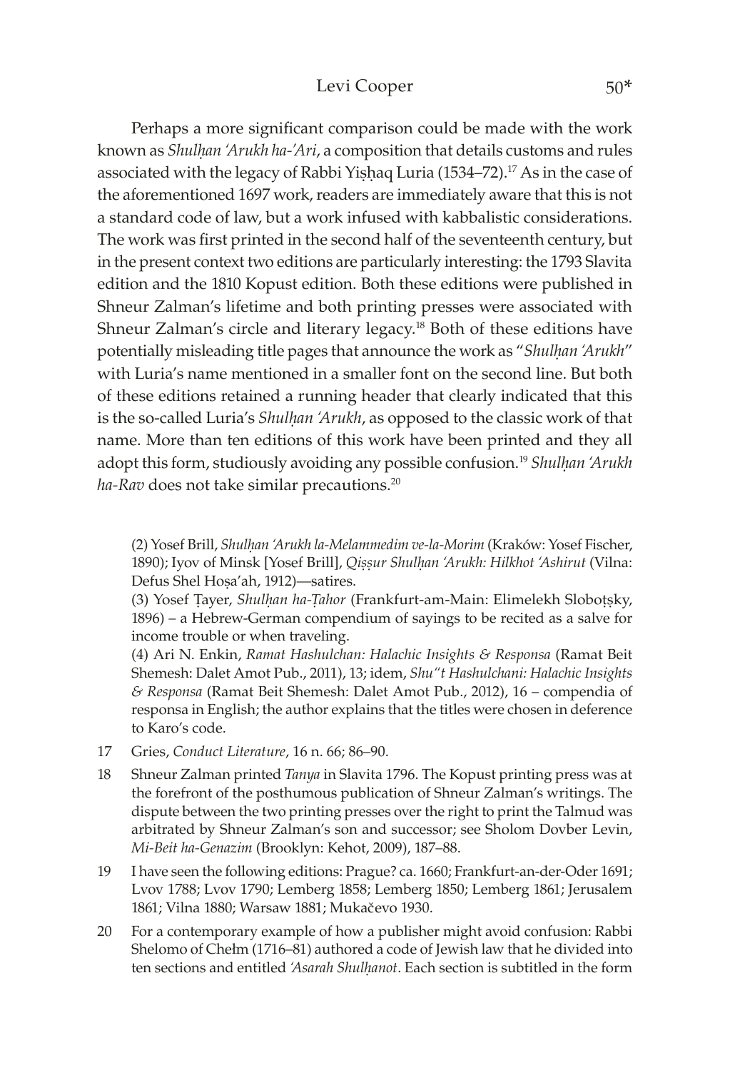Perhaps a more significant comparison could be made with the work known as *Shulḥan ʿArukh ha-ʾAri*, a composition that details customs and rules associated with the legacy of Rabbi Yiṣḥaq Luria (1534–72).[17] As in the case of the aforementioned 1697 work, readers are immediately aware that this is not a standard code of law, but a work infused with kabbalistic considerations. The work was first printed in the second half of the seventeenth century, but in the present context two editions are particularly interesting: the 1793 Slavita edition and the 1810 Kopust edition. Both these editions were published in Shneur Zalman's lifetime and both printing presses were associated with Shneur Zalman's circle and literary legacy.[18] Both of these editions have potentially misleading title pages that announce the work as "*Shulḥan ʿArukh*" with Luria's name mentioned in a smaller font on the second line. But both of these editions retained a running header that clearly indicated that this is the so-called Luria's *Shulḥan ʿArukh*, as opposed to the classic work of that name. More than ten editions of this work have been printed and they all adopt this form, studiously avoiding any possible confusion.[19] *Shulḥan ʿArukh ha-Rav* does not take similar precautions.[20]

(2) Yosef Brill, *Shulḥan ʿArukh la-Melammedim ve-la-Morim* (Kraków: Yosef Fischer, 1890); Iyov of Minsk [Yosef Brill], *Qiṣṣur Shulḥan ʿArukh: Hilkhot ʿAshirut* (Vilna: Defus Shel Hoṣa'ah, 1912)—satires.

(3) Yosef Ṭayer, *Shulḥan ha-Ṭahor* (Frankfurt-am-Main: Elimelekh Slobotṣky, 1896) – a Hebrew-German compendium of sayings to be recited as a salve for income trouble or when traveling.

(4) Ari N. Enkin, *Ramat Hashulchan: Halachic Insights & Responsa* (Ramat Beit Shemesh: Dalet Amot Pub., 2011), 13; idem, *Shu"t Hashulchani: Halachic Insights & Responsa* (Ramat Beit Shemesh: Dalet Amot Pub., 2012), 16 – compendia of responsa in English; the author explains that the titles were chosen in deference to Karo's code.

17 Gries, *Conduct Literature*, 16 n. 66; 86–90.

18 Shneur Zalman printed *Tanya* in Slavita 1796. The Kopust printing press was at the forefront of the posthumous publication of Shneur Zalman's writings. The dispute between the two printing presses over the right to print the Talmud was arbitrated by Shneur Zalman's son and successor; see Sholom Dovber Levin, *Mi-Beit ha-Genazim* (Brooklyn: Kehot, 2009), 187–88.

19 I have seen the following editions: Prague? ca. 1660; Frankfurt-an-der-Oder 1691; Lvov 1788; Lvov 1790; Lemberg 1858; Lemberg 1850; Lemberg 1861; Jerusalem 1861; Vilna 1880; Warsaw 1881; Mukačevo 1930.

20 For a contemporary example of how a publisher might avoid confusion: Rabbi Shelomo of Chełm (1716–81) authored a code of Jewish law that he divided into ten sections and entitled *ʿAsarah Shulḥanot*. Each section is subtitled in the form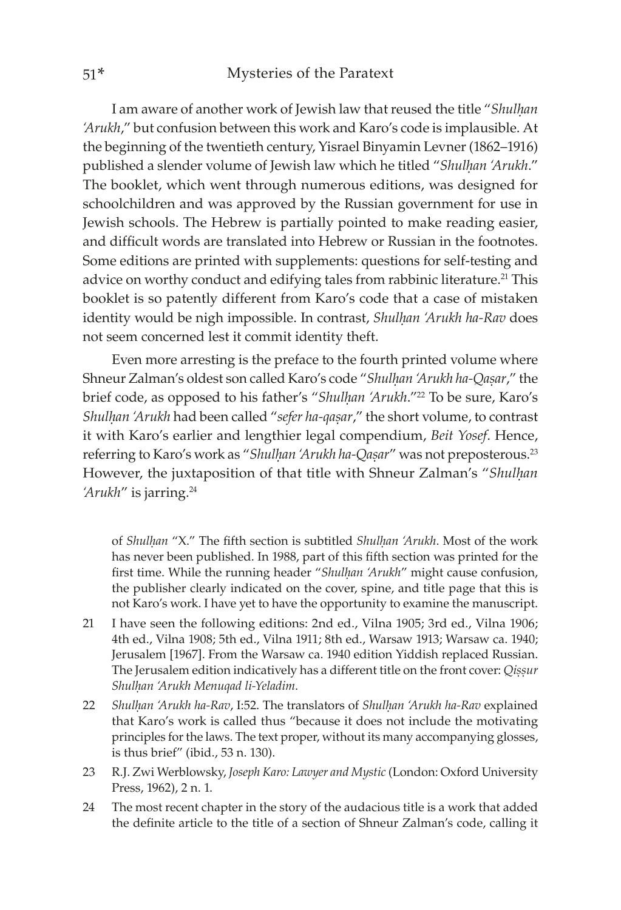I am aware of another work of Jewish law that reused the title "*Shulḥan ʿArukh*," but confusion between this work and Karo's code is implausible. At the beginning of the twentieth century, Yisrael Binyamin Levner (1862–1916) published a slender volume of Jewish law which he titled "*Shulḥan ʿArukh*." The booklet, which went through numerous editions, was designed for schoolchildren and was approved by the Russian government for use in Jewish schools. The Hebrew is partially pointed to make reading easier, and difficult words are translated into Hebrew or Russian in the footnotes. Some editions are printed with supplements: questions for self-testing and advice on worthy conduct and edifying tales from rabbinic literature.[21] This booklet is so patently different from Karo's code that a case of mistaken identity would be nigh impossible. In contrast, *Shulḥan ʿArukh ha-Rav* does not seem concerned lest it commit identity theft.

Even more arresting is the preface to the fourth printed volume where Shneur Zalman's oldest son called Karo's code "*Shulḥan ʿArukh ha-Qaṣar*," the brief code, as opposed to his father's "*Shulḥan ʿArukh*."[22] To be sure, Karo's *Shulḥan ʿArukh* had been called "*sefer ha-qaṣar*," the short volume, to contrast it with Karo's earlier and lengthier legal compendium, *Beit Yosef*. Hence, referring to Karo's work as "*Shulḥan ʿArukh ha-Qaṣar*" was not preposterous.[23] However, the juxtaposition of that title with Shneur Zalman's "*Shulḥan ʿArukh*" is jarring.[24]

of *Shulḥan* "X." The fifth section is subtitled *Shulḥan ʿArukh*. Most of the work has never been published. In 1988, part of this fifth section was printed for the first time. While the running header "*Shulḥan ʿArukh*" might cause confusion, the publisher clearly indicated on the cover, spine, and title page that this is not Karo's work. I have yet to have the opportunity to examine the manuscript.

21 I have seen the following editions: 2nd ed., Vilna 1905; 3rd ed., Vilna 1906; 4th ed., Vilna 1908; 5th ed., Vilna 1911; 8th ed., Warsaw 1913; Warsaw ca. 1940; Jerusalem [1967]. From the Warsaw ca. 1940 edition Yiddish replaced Russian. The Jerusalem edition indicatively has a different title on the front cover: *Qiṣṣur Shulḥan ʿArukh Menuqad li-Yeladim*.

22 *Shulḥan ʿArukh ha-Rav*, I:52. The translators of *Shulḥan ʿArukh ha-Rav* explained that Karo's work is called thus "because it does not include the motivating principles for the laws. The text proper, without its many accompanying glosses, is thus brief" (ibid., 53 n. 130).

23 R.J. Zwi Werblowsky, *Joseph Karo: Lawyer and Mystic* (London: Oxford University Press, 1962), 2 n. 1.

24 The most recent chapter in the story of the audacious title is a work that added the definite article to the title of a section of Shneur Zalman's code, calling it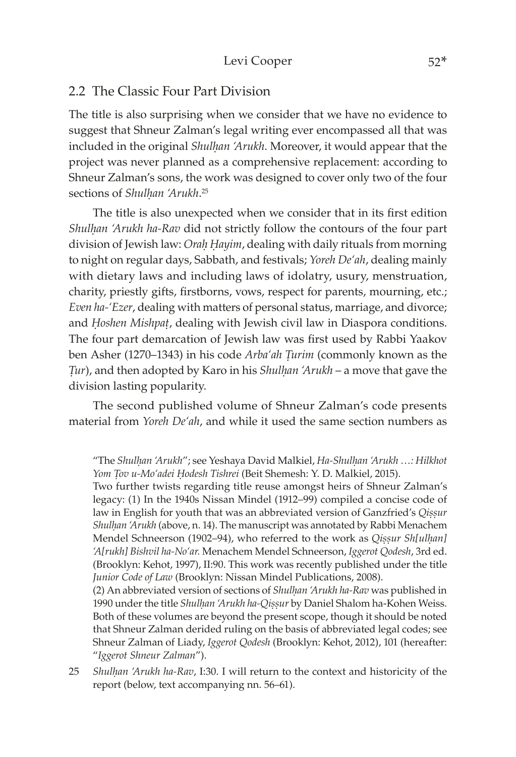## 2.2 The Classic Four Part Division

The title is also surprising when we consider that we have no evidence to suggest that Shneur Zalman's legal writing ever encompassed all that was included in the original *Shulḥan ʿArukh*. Moreover, it would appear that the project was never planned as a comprehensive replacement: according to Shneur Zalman's sons, the work was designed to cover only two of the four sections of *Shulḥan ʿArukh*.[25]

The title is also unexpected when we consider that in its first edition *Shulḥan ʿArukh ha-Rav* did not strictly follow the contours of the four part division of Jewish law: *Oraḥ Ḥayim*, dealing with daily rituals from morning to night on regular days, Sabbath, and festivals; *Yoreh Deʿah*, dealing mainly with dietary laws and including laws of idolatry, usury, menstruation, charity, priestly gifts, firstborns, vows, respect for parents, mourning, etc.; *Even ha-ʿEzer*, dealing with matters of personal status, marriage, and divorce; and *Ḥoshen Mishpaṭ*, dealing with Jewish civil law in Diaspora conditions. The four part demarcation of Jewish law was first used by Rabbi Yaakov ben Asher (1270–1343) in his code *Arbaʿah Ṭurim* (commonly known as the *Ṭur*), and then adopted by Karo in his *Shulḥan ʿArukh* – a move that gave the division lasting popularity.

The second published volume of Shneur Zalman's code presents material from *Yoreh Deʿah*, and while it used the same section numbers as

"The *Shulḥan ʿArukh*"; see Yeshaya David Malkiel, *Ha-Shulḥan ʿArukh …: Hilkhot Yom Ṭov u-Moʿadei Ḥodesh Tishrei* (Beit Shemesh: Y. D. Malkiel, 2015).

Two further twists regarding title reuse amongst heirs of Shneur Zalman's legacy: (1) In the 1940s Nissan Mindel (1912–99) compiled a concise code of law in English for youth that was an abbreviated version of Ganzfried's *Qiṣṣur Shulḥan ʿArukh* (above, n. 14). The manuscript was annotated by Rabbi Menachem Mendel Schneerson (1902–94), who referred to the work as *Qiṣṣur Sh[ulḥan] ʿA[rukh] Bishvil ha-Noʿar.* Menachem Mendel Schneerson, *Iggerot Qodesh*, 3rd ed. (Brooklyn: Kehot, 1997), II:90. This work was recently published under the title *Junior Code of Law* (Brooklyn: Nissan Mindel Publications, 2008).

(2) An abbreviated version of sections of *Shulḥan ʿArukh ha-Rav* was published in 1990 under the title *Shulḥan ʿArukh ha-Qiṣṣur* by Daniel Shalom ha-Kohen Weiss. Both of these volumes are beyond the present scope, though it should be noted that Shneur Zalman derided ruling on the basis of abbreviated legal codes; see Shneur Zalman of Liady, *Iggerot Qodesh* (Brooklyn: Kehot, 2012), 101 (hereafter: "*Iggerot Shneur Zalman*").

25 *Shulḥan ʿArukh ha-Rav*, I:30. I will return to the context and historicity of the report (below, text accompanying nn. 56–61).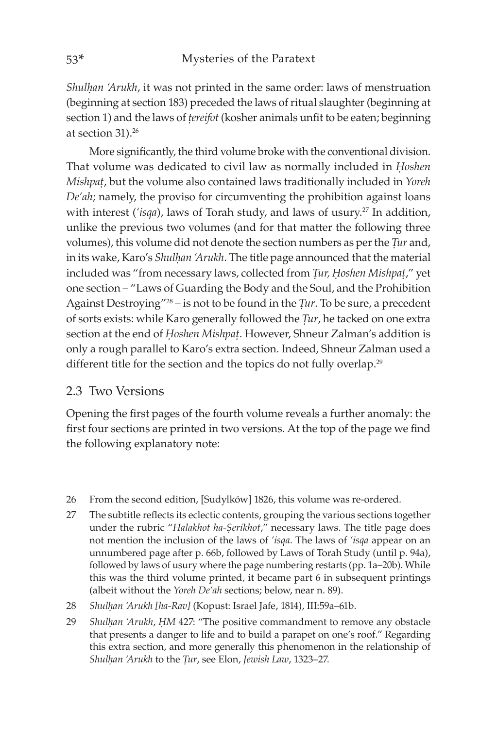*Shulḥan 'Arukh*, it was not printed in the same order: laws of menstruation (beginning at section 183) preceded the laws of ritual slaughter (beginning at section 1) and the laws of *ṭereifot* (kosher animals unfit to be eaten; beginning at section 31).[26]

More significantly, the third volume broke with the conventional division. That volume was dedicated to civil law as normally included in *Ḥoshen Mishpaṭ*, but the volume also contained laws traditionally included in *Yoreh De'ah*; namely, the proviso for circumventing the prohibition against loans with interest (*'isqa*), laws of Torah study, and laws of usury.[27] In addition, unlike the previous two volumes (and for that matter the following three volumes), this volume did not denote the section numbers as per the *Ṭur* and, in its wake, Karo's *Shulḥan 'Arukh*. The title page announced that the material included was "from necessary laws, collected from *Ṭur, Ḥoshen Mishpaṭ*," yet one section – "Laws of Guarding the Body and the Soul, and the Prohibition Against Destroying"[28] – is not to be found in the *Ṭur*. To be sure, a precedent of sorts exists: while Karo generally followed the *Ṭur*, he tacked on one extra section at the end of *Ḥoshen Mishpaṭ*. However, Shneur Zalman's addition is only a rough parallel to Karo's extra section. Indeed, Shneur Zalman used a different title for the section and the topics do not fully overlap.[29]

## 2.3 Two Versions

Opening the first pages of the fourth volume reveals a further anomaly: the first four sections are printed in two versions. At the top of the page we find the following explanatory note:

---

26 From the second edition, [Sudylków] 1826, this volume was re-ordered.

27 The subtitle reflects its eclectic contents, grouping the various sections together under the rubric "*Halakhot ha-Ṣerikhot*," necessary laws. The title page does not mention the inclusion of the laws of *'isqa*. The laws of *'isqa* appear on an unnumbered page after p. 66b, followed by Laws of Torah Study (until p. 94a), followed by laws of usury where the page numbering restarts (pp. 1a–20b). While this was the third volume printed, it became part 6 in subsequent printings (albeit without the *Yoreh De'ah* sections; below, near n. 89).

28 *Shulḥan 'Arukh [ha-Rav]* (Kopust: Israel Jafe, 1814), III:59a–61b.

29 *Shulḥan 'Arukh*, *ḤM* 427: "The positive commandment to remove any obstacle that presents a danger to life and to build a parapet on one's roof." Regarding this extra section, and more generally this phenomenon in the relationship of *Shulḥan 'Arukh* to the *Ṭur*, see Elon, *Jewish Law*, 1323–27.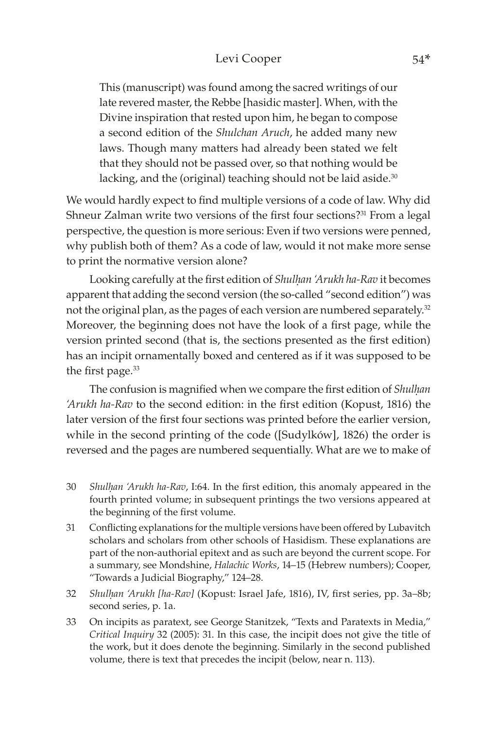> This (manuscript) was found among the sacred writings of our late revered master, the Rebbe [hasidic master]. When, with the Divine inspiration that rested upon him, he began to compose a second edition of the *Shulchan Aruch*, he added many new laws. Though many matters had already been stated we felt that they should not be passed over, so that nothing would be lacking, and the (original) teaching should not be laid aside.[30]

We would hardly expect to find multiple versions of a code of law. Why did Shneur Zalman write two versions of the first four sections?[31] From a legal perspective, the question is more serious: Even if two versions were penned, why publish both of them? As a code of law, would it not make more sense to print the normative version alone?

Looking carefully at the first edition of *Shulḥan 'Arukh ha-Rav* it becomes apparent that adding the second version (the so-called "second edition") was not the original plan, as the pages of each version are numbered separately.[32] Moreover, the beginning does not have the look of a first page, while the version printed second (that is, the sections presented as the first edition) has an incipit ornamentally boxed and centered as if it was supposed to be the first page.[33]

The confusion is magnified when we compare the first edition of *Shulḥan 'Arukh ha-Rav* to the second edition: in the first edition (Kopust, 1816) the later version of the first four sections was printed before the earlier version, while in the second printing of the code ([Sudylków], 1826) the order is reversed and the pages are numbered sequentially. What are we to make of

30 *Shulḥan 'Arukh ha-Rav*, I:64. In the first edition, this anomaly appeared in the fourth printed volume; in subsequent printings the two versions appeared at the beginning of the first volume.

31 Conflicting explanations for the multiple versions have been offered by Lubavitch scholars and scholars from other schools of Hasidism. These explanations are part of the non-authorial epitext and as such are beyond the current scope. For a summary, see Mondshine, *Halachic Works*, 14–15 (Hebrew numbers); Cooper, "Towards a Judicial Biography," 124–28.

32 *Shulḥan 'Arukh [ha-Rav]* (Kopust: Israel Jafe, 1816), IV, first series, pp. 3a–8b; second series, p. 1a.

33 On incipits as paratext, see George Stanitzek, "Texts and Paratexts in Media," *Critical Inquiry* 32 (2005): 31. In this case, the incipit does not give the title of the work, but it does denote the beginning. Similarly in the second published volume, there is text that precedes the incipit (below, near n. 113).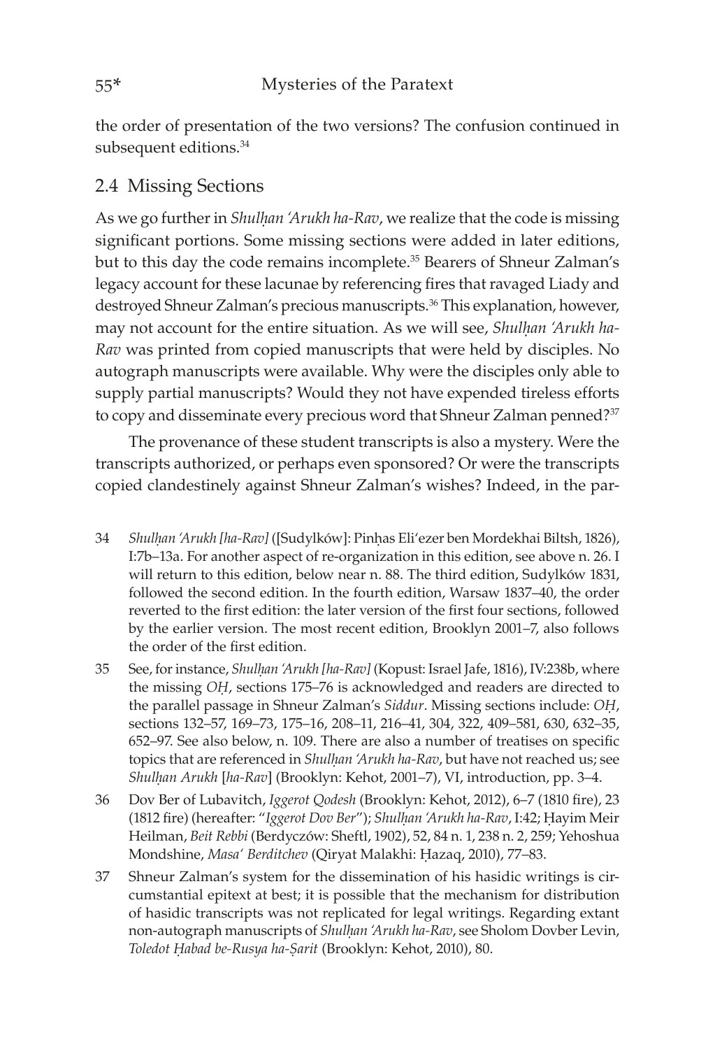the order of presentation of the two versions? The confusion continued in subsequent editions.[34]

## 2.4 Missing Sections

As we go further in *Shulḥan ʿArukh ha-Rav*, we realize that the code is missing significant portions. Some missing sections were added in later editions, but to this day the code remains incomplete.[35] Bearers of Shneur Zalman's legacy account for these lacunae by referencing fires that ravaged Liady and destroyed Shneur Zalman's precious manuscripts.[36] This explanation, however, may not account for the entire situation. As we will see, *Shulḥan ʿArukh ha-Rav* was printed from copied manuscripts that were held by disciples. No autograph manuscripts were available. Why were the disciples only able to supply partial manuscripts? Would they not have expended tireless efforts to copy and disseminate every precious word that Shneur Zalman penned?[37]

The provenance of these student transcripts is also a mystery. Were the transcripts authorized, or perhaps even sponsored? Or were the transcripts copied clandestinely against Shneur Zalman's wishes? Indeed, in the par-

34 *Shulḥan ʿArukh [ha-Rav]* ([Sudylków]: Pinḥas Eliʿezer ben Mordekhai Biltsh, 1826), I:7b–13a. For another aspect of re-organization in this edition, see above n. 26. I will return to this edition, below near n. 88. The third edition, Sudylków 1831, followed the second edition. In the fourth edition, Warsaw 1837–40, the order reverted to the first edition: the later version of the first four sections, followed by the earlier version. The most recent edition, Brooklyn 2001–7, also follows the order of the first edition.

35 See, for instance, *Shulḥan ʿArukh [ha-Rav]* (Kopust: Israel Jafe, 1816), IV:238b, where the missing *OḤ*, sections 175–76 is acknowledged and readers are directed to the parallel passage in Shneur Zalman's *Siddur*. Missing sections include: *OḤ*, sections 132–57, 169–73, 175–16, 208–11, 216–41, 304, 322, 409–581, 630, 632–35, 652–97. See also below, n. 109. There are also a number of treatises on specific topics that are referenced in *Shulḥan ʿArukh ha-Rav*, but have not reached us; see *Shulḥan Arukh* [*ha-Rav*] (Brooklyn: Kehot, 2001–7), VI, introduction, pp. 3–4.

36 Dov Ber of Lubavitch, *Iggerot Qodesh* (Brooklyn: Kehot, 2012), 6–7 (1810 fire), 23 (1812 fire) (hereafter: "*Iggerot Dov Ber*"); *Shulḥan ʿArukh ha-Rav*, I:42; Ḥayim Meir Heilman, *Beit Rebbi* (Berdyczów: Sheftl, 1902), 52, 84 n. 1, 238 n. 2, 259; Yehoshua Mondshine, *Masaʿ Berditchev* (Qiryat Malakhi: Ḥazaq, 2010), 77–83.

37 Shneur Zalman's system for the dissemination of his hasidic writings is circumstantial epitext at best; it is possible that the mechanism for distribution of hasidic transcripts was not replicated for legal writings. Regarding extant non-autograph manuscripts of *Shulḥan ʿArukh ha-Rav*, see Sholom Dovber Levin, *Toledot Ḥabad be-Rusya ha-Ṣarit* (Brooklyn: Kehot, 2010), 80.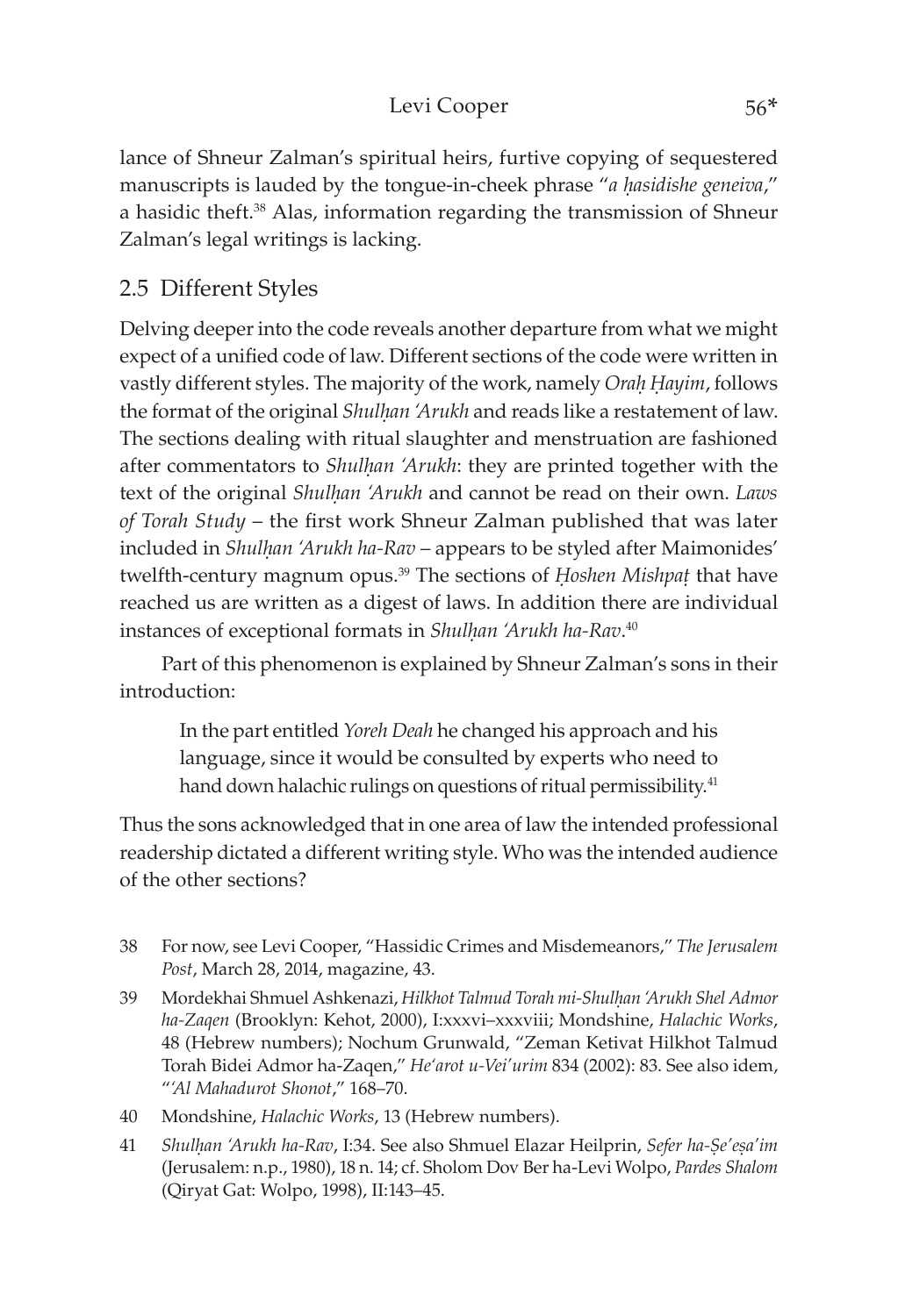lance of Shneur Zalman's spiritual heirs, furtive copying of sequestered manuscripts is lauded by the tongue-in-cheek phrase "*a ḥasidishe geneiva*," a hasidic theft.[38] Alas, information regarding the transmission of Shneur Zalman's legal writings is lacking.

## 2.5 Different Styles

Delving deeper into the code reveals another departure from what we might expect of a unified code of law. Different sections of the code were written in vastly different styles. The majority of the work, namely *Oraḥ Ḥayim*, follows the format of the original *Shulḥan 'Arukh* and reads like a restatement of law. The sections dealing with ritual slaughter and menstruation are fashioned after commentators to *Shulḥan 'Arukh*: they are printed together with the text of the original *Shulḥan 'Arukh* and cannot be read on their own. *Laws of Torah Study* – the first work Shneur Zalman published that was later included in *Shulḥan 'Arukh ha-Rav* – appears to be styled after Maimonides' twelfth-century magnum opus.[39] The sections of *Ḥoshen Mishpaṭ* that have reached us are written as a digest of laws. In addition there are individual instances of exceptional formats in *Shulḥan 'Arukh ha-Rav*.[40]

Part of this phenomenon is explained by Shneur Zalman's sons in their introduction:

> In the part entitled *Yoreh Deah* he changed his approach and his language, since it would be consulted by experts who need to hand down halachic rulings on questions of ritual permissibility.[41]

Thus the sons acknowledged that in one area of law the intended professional readership dictated a different writing style. Who was the intended audience of the other sections?

---

38 For now, see Levi Cooper, "Hassidic Crimes and Misdemeanors," *The Jerusalem Post*, March 28, 2014, magazine, 43.

39 Mordekhai Shmuel Ashkenazi, *Hilkhot Talmud Torah mi-Shulḥan 'Arukh Shel Admor ha-Zaqen* (Brooklyn: Kehot, 2000), I:xxxvi–xxxviii; Mondshine, *Halachic Works*, 48 (Hebrew numbers); Nochum Grunwald, "Zeman Ketivat Hilkhot Talmud Torah Bidei Admor ha-Zaqen," *He'arot u-Vei'urim* 834 (2002): 83. See also idem, "*'Al Mahadurot Shonot*," 168–70.

40 Mondshine, *Halachic Works*, 13 (Hebrew numbers).

41 *Shulḥan 'Arukh ha-Rav*, I:34. See also Shmuel Elazar Heilprin, *Sefer ha-Ṣe'eṣa'im* (Jerusalem: n.p., 1980), 18 n. 14; cf. Sholom Dov Ber ha-Levi Wolpo, *Pardes Shalom* (Qiryat Gat: Wolpo, 1998), II:143–45.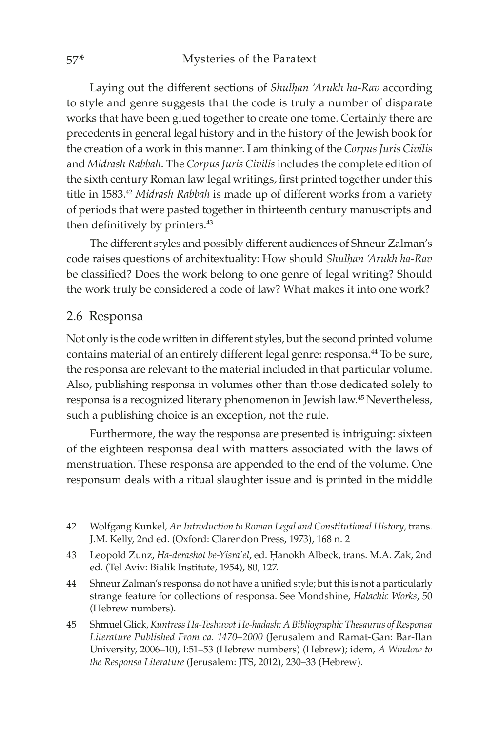Laying out the different sections of *Shulḥan 'Arukh ha-Rav* according to style and genre suggests that the code is truly a number of disparate works that have been glued together to create one tome. Certainly there are precedents in general legal history and in the history of the Jewish book for the creation of a work in this manner. I am thinking of the *Corpus Juris Civilis* and *Midrash Rabbah*. The *Corpus Juris Civilis* includes the complete edition of the sixth century Roman law legal writings, first printed together under this title in 1583.[42] *Midrash Rabbah* is made up of different works from a variety of periods that were pasted together in thirteenth century manuscripts and then definitively by printers.[43]

The different styles and possibly different audiences of Shneur Zalman's code raises questions of architextuality: How should *Shulḥan 'Arukh ha-Rav* be classified? Does the work belong to one genre of legal writing? Should the work truly be considered a code of law? What makes it into one work?

## 2.6 Responsa

Not only is the code written in different styles, but the second printed volume contains material of an entirely different legal genre: responsa.[44] To be sure, the responsa are relevant to the material included in that particular volume. Also, publishing responsa in volumes other than those dedicated solely to responsa is a recognized literary phenomenon in Jewish law.[45] Nevertheless, such a publishing choice is an exception, not the rule.

Furthermore, the way the responsa are presented is intriguing: sixteen of the eighteen responsa deal with matters associated with the laws of menstruation. These responsa are appended to the end of the volume. One responsum deals with a ritual slaughter issue and is printed in the middle

42 Wolfgang Kunkel, *An Introduction to Roman Legal and Constitutional History*, trans. J.M. Kelly, 2nd ed. (Oxford: Clarendon Press, 1973), 168 n. 2

43 Leopold Zunz, *Ha-derashot be-Yisra'el*, ed. Ḥanokh Albeck, trans. M.A. Zak, 2nd ed. (Tel Aviv: Bialik Institute, 1954), 80, 127.

44 Shneur Zalman's responsa do not have a unified style; but this is not a particularly strange feature for collections of responsa. See Mondshine, *Halachic Works*, 50 (Hebrew numbers).

45 Shmuel Glick, *Kuntress Ha-Teshuvot He-hadash: A Bibliographic Thesaurus of Responsa Literature Published From ca. 1470–2000* (Jerusalem and Ramat-Gan: Bar-Ilan University, 2006–10), I:51–53 (Hebrew numbers) (Hebrew); idem, *A Window to the Responsa Literature* (Jerusalem: JTS, 2012), 230–33 (Hebrew).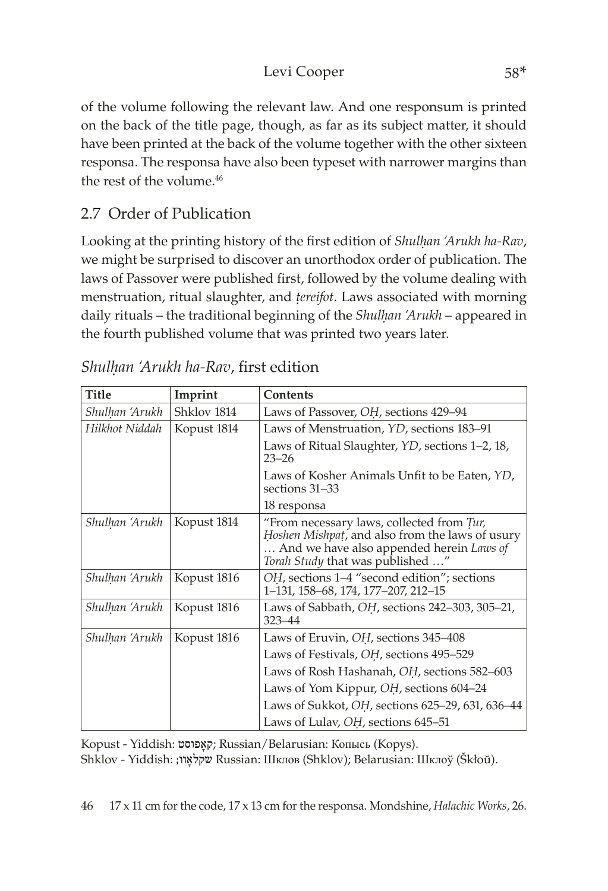of the volume following the relevant law. And one responsum is printed on the back of the title page, though, as far as its subject matter, it should have been printed at the back of the volume together with the other sixteen responsa. The responsa have also been typeset with narrower margins than the rest of the volume.[46]

## 2.7 Order of Publication

Looking at the printing history of the first edition of *Shulḥan 'Arukh ha-Rav*, we might be surprised to discover an unorthodox order of publication. The laws of Passover were published first, followed by the volume dealing with menstruation, ritual slaughter, and *ṭereifot*. Laws associated with morning daily rituals – the traditional beginning of the *Shulḥan 'Arukh* – appeared in the fourth published volume that was printed two years later.

*Shulḥan 'Arukh ha-Rav*, first edition

| Title | Imprint | Contents |
|---|---|---|
| *Shulḥan 'Arukh* | Shklov 1814 | Laws of Passover, *OḤ*, sections 429–94 |
| *Hilkhot Niddah* | Kopust 1814 | Laws of Menstruation, *YD*, sections 183–91 |
| | | Laws of Ritual Slaughter, *YD*, sections 1–2, 18, 23–26 |
| | | Laws of Kosher Animals Unfit to be Eaten, *YD*, sections 31–33 |
| | | 18 responsa |
| *Shulḥan 'Arukh* | Kopust 1814 | "From necessary laws, collected from *Ṭur, Ḥoshen Mishpaṭ*, and also from the laws of usury … And we have also appended herein *Laws of Torah Study* that was published …" |
| *Shulḥan 'Arukh* | Kopust 1816 | *OḤ*, sections 1–4 "second edition"; sections 1–131, 158–68, 174, 177–207, 212–15 |
| *Shulḥan 'Arukh* | Kopust 1816 | Laws of Sabbath, *OḤ*, sections 242–303, 305–21, 323–44 |
| *Shulḥan 'Arukh* | Kopust 1816 | Laws of Eruvin, *OḤ*, sections 345–408 |
| | | Laws of Festivals, *OḤ*, sections 495–529 |
| | | Laws of Rosh Hashanah, *OḤ*, sections 582–603 |
| | | Laws of Yom Kippur, *OḤ*, sections 604–24 |
| | | Laws of Sukkot, *OḤ*, sections 625–29, 631, 636–44 |
| | | Laws of Lulav, *OḤ*, sections 645–51 |

Kopust - Yiddish: קאָפּוסט; Russian/Belarusian: Копысь (Kopys).
Shklov - Yiddish: שקלאָוו; Russian: Шклов (Shklov); Belarusian: Шклоў (Škłoŭ).

46 17 x 11 cm for the code, 17 x 13 cm for the responsa. Mondshine, *Halachic Works*, 26.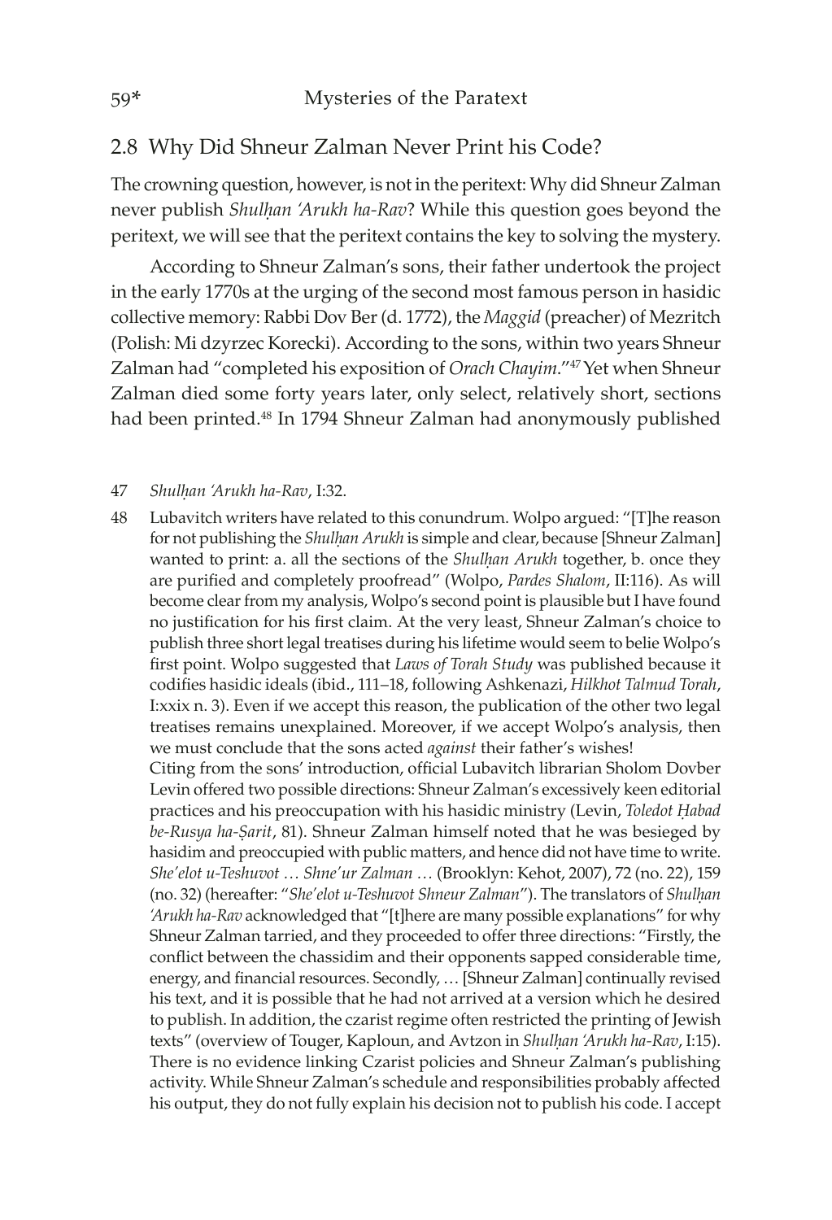## 2.8 Why Did Shneur Zalman Never Print his Code?

The crowning question, however, is not in the peritext: Why did Shneur Zalman never publish *Shulḥan ʿArukh ha-Rav*? While this question goes beyond the peritext, we will see that the peritext contains the key to solving the mystery.

According to Shneur Zalman's sons, their father undertook the project in the early 1770s at the urging of the second most famous person in hasidic collective memory: Rabbi Dov Ber (d. 1772), the *Maggid* (preacher) of Mezritch (Polish: Mi dzyrzec Korecki). According to the sons, within two years Shneur Zalman had "completed his exposition of *Orach Chayim*."[47] Yet when Shneur Zalman died some forty years later, only select, relatively short, sections had been printed.[48] In 1794 Shneur Zalman had anonymously published

47 *Shulḥan ʿArukh ha-Rav*, I:32.

48 Lubavitch writers have related to this conundrum. Wolpo argued: "[T]he reason for not publishing the *Shulḥan Arukh* is simple and clear, because [Shneur Zalman] wanted to print: a. all the sections of the *Shulḥan Arukh* together, b. once they are purified and completely proofread" (Wolpo, *Pardes Shalom*, II:116). As will become clear from my analysis, Wolpo's second point is plausible but I have found no justification for his first claim. At the very least, Shneur Zalman's choice to publish three short legal treatises during his lifetime would seem to belie Wolpo's first point. Wolpo suggested that *Laws of Torah Study* was published because it codifies hasidic ideals (ibid., 111–18, following Ashkenazi, *Hilkhot Talmud Torah*, I:xxix n. 3). Even if we accept this reason, the publication of the other two legal treatises remains unexplained. Moreover, if we accept Wolpo's analysis, then we must conclude that the sons acted *against* their father's wishes!
Citing from the sons' introduction, official Lubavitch librarian Sholom Dovber Levin offered two possible directions: Shneur Zalman's excessively keen editorial practices and his preoccupation with his hasidic ministry (Levin, *Toledot Ḥabad be-Rusya ha-Ṣarit*, 81). Shneur Zalman himself noted that he was besieged by hasidim and preoccupied with public matters, and hence did not have time to write. *She'elot u-Teshuvot … Shne'ur Zalman …* (Brooklyn: Kehot, 2007), 72 (no. 22), 159 (no. 32) (hereafter: "*She'elot u-Teshuvot Shneur Zalman*"). The translators of *Shulḥan ʿArukh ha-Rav* acknowledged that "[t]here are many possible explanations" for why Shneur Zalman tarried, and they proceeded to offer three directions: "Firstly, the conflict between the chassidim and their opponents sapped considerable time, energy, and financial resources. Secondly, … [Shneur Zalman] continually revised his text, and it is possible that he had not arrived at a version which he desired to publish. In addition, the czarist regime often restricted the printing of Jewish texts" (overview of Touger, Kaploun, and Avtzon in *Shulḥan ʿArukh ha-Rav*, I:15). There is no evidence linking Czarist policies and Shneur Zalman's publishing activity. While Shneur Zalman's schedule and responsibilities probably affected his output, they do not fully explain his decision not to publish his code. I accept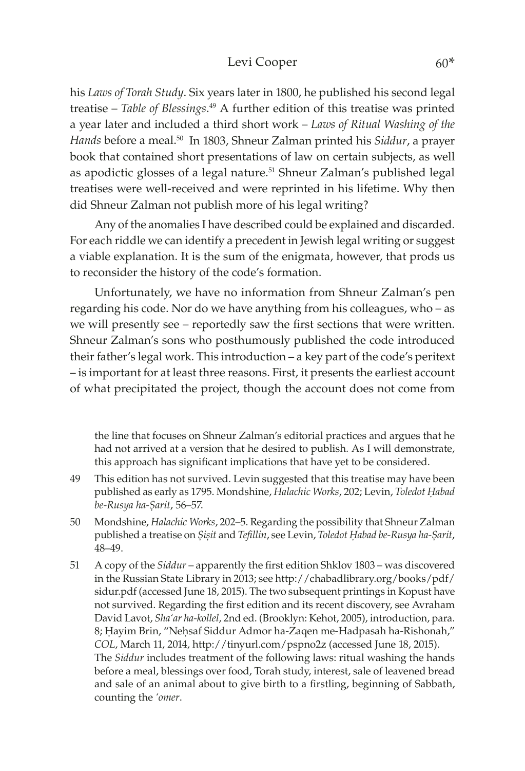his *Laws of Torah Study*. Six years later in 1800, he published his second legal treatise – *Table of Blessings*.[49] A further edition of this treatise was printed a year later and included a third short work – *Laws of Ritual Washing of the Hands* before a meal.[50] In 1803, Shneur Zalman printed his *Siddur*, a prayer book that contained short presentations of law on certain subjects, as well as apodictic glosses of a legal nature.[51] Shneur Zalman's published legal treatises were well-received and were reprinted in his lifetime. Why then did Shneur Zalman not publish more of his legal writing?

Any of the anomalies I have described could be explained and discarded. For each riddle we can identify a precedent in Jewish legal writing or suggest a viable explanation. It is the sum of the enigmata, however, that prods us to reconsider the history of the code's formation.

Unfortunately, we have no information from Shneur Zalman's pen regarding his code. Nor do we have anything from his colleagues, who – as we will presently see – reportedly saw the first sections that were written. Shneur Zalman's sons who posthumously published the code introduced their father's legal work. This introduction – a key part of the code's peritext – is important for at least three reasons. First, it presents the earliest account of what precipitated the project, though the account does not come from

the line that focuses on Shneur Zalman's editorial practices and argues that he had not arrived at a version that he desired to publish. As I will demonstrate, this approach has significant implications that have yet to be considered.

49 This edition has not survived. Levin suggested that this treatise may have been published as early as 1795. Mondshine, *Halachic Works*, 202; Levin, *Toledot Ḥabad be-Rusya ha-Ṣarit*, 56–57.

50 Mondshine, *Halachic Works*, 202–5. Regarding the possibility that Shneur Zalman published a treatise on *Ṣiṣit* and *Tefillin*, see Levin, *Toledot Ḥabad be-Rusya ha-Ṣarit*, 48–49.

51 A copy of the *Siddur* – apparently the first edition Shklov 1803 – was discovered in the Russian State Library in 2013; see http://chabadlibrary.org/books/pdf/sidur.pdf (accessed June 18, 2015). The two subsequent printings in Kopust have not survived. Regarding the first edition and its recent discovery, see Avraham David Lavot, *Sha'ar ha-kollel*, 2nd ed. (Brooklyn: Kehot, 2005), introduction, para. 8; Ḥayim Brin, "Neḥsaf Siddur Admor ha-Zaqen me-Hadpasah ha-Rishonah," *COL*, March 11, 2014, http://tinyurl.com/pspno2z (accessed June 18, 2015). The *Siddur* includes treatment of the following laws: ritual washing the hands before a meal, blessings over food, Torah study, interest, sale of leavened bread and sale of an animal about to give birth to a firstling, beginning of Sabbath, counting the *'omer*.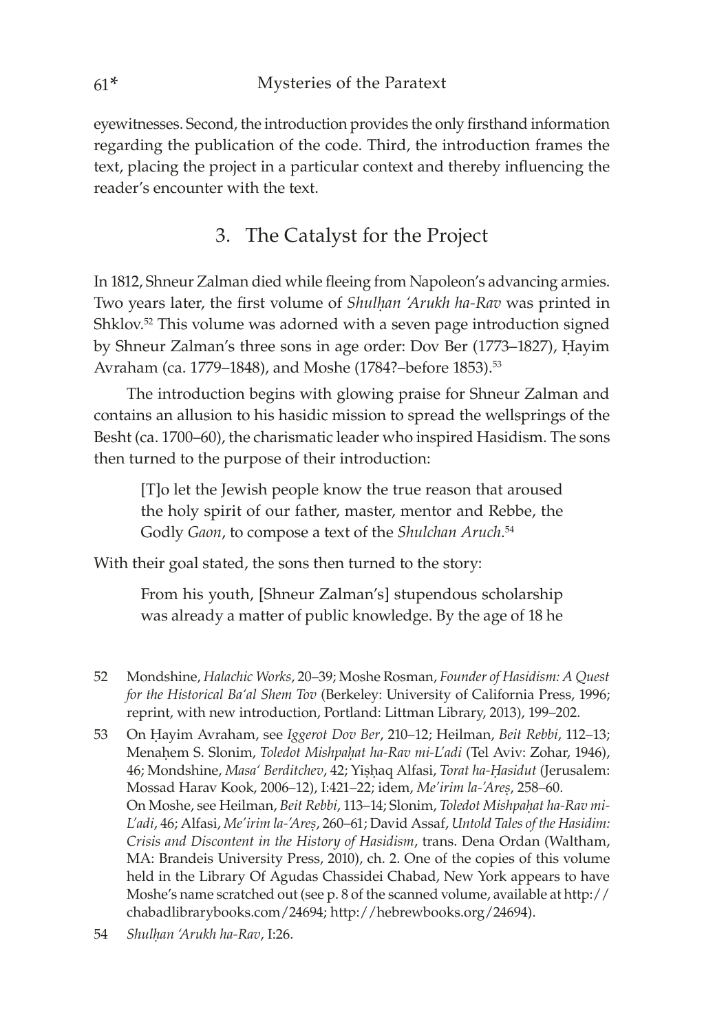eyewitnesses. Second, the introduction provides the only firsthand information regarding the publication of the code. Third, the introduction frames the text, placing the project in a particular context and thereby influencing the reader's encounter with the text.

## 3. The Catalyst for the Project

In 1812, Shneur Zalman died while fleeing from Napoleon's advancing armies. Two years later, the first volume of *Shulḥan 'Arukh ha-Rav* was printed in Shklov.[52] This volume was adorned with a seven page introduction signed by Shneur Zalman's three sons in age order: Dov Ber (1773–1827), Ḥayim Avraham (ca. 1779–1848), and Moshe (1784?–before 1853).[53]

The introduction begins with glowing praise for Shneur Zalman and contains an allusion to his hasidic mission to spread the wellsprings of the Besht (ca. 1700–60), the charismatic leader who inspired Hasidism. The sons then turned to the purpose of their introduction:

> [T]o let the Jewish people know the true reason that aroused the holy spirit of our father, master, mentor and Rebbe, the Godly *Gaon*, to compose a text of the *Shulchan Aruch*.[54]

With their goal stated, the sons then turned to the story:

> From his youth, [Shneur Zalman's] stupendous scholarship was already a matter of public knowledge. By the age of 18 he

52 Mondshine, *Halachic Works*, 20–39; Moshe Rosman, *Founder of Hasidism: A Quest for the Historical Ba'al Shem Tov* (Berkeley: University of California Press, 1996; reprint, with new introduction, Portland: Littman Library, 2013), 199–202.

53 On Ḥayim Avraham, see *Iggerot Dov Ber*, 210–12; Heilman, *Beit Rebbi*, 112–13; Menaḥem S. Slonim, *Toledot Mishpaḥat ha-Rav mi-L'adi* (Tel Aviv: Zohar, 1946), 46; Mondshine, *Masa' Berditchev*, 42; Yiṣḥaq Alfasi, *Torat ha-Ḥasidut* (Jerusalem: Mossad Harav Kook, 2006–12), I:421–22; idem, *Me'irim la-'Areṣ*, 258–60. On Moshe, see Heilman, *Beit Rebbi*, 113–14; Slonim, *Toledot Mishpaḥat ha-Rav mi-L'adi*, 46; Alfasi, *Me'irim la-'Areṣ*, 260–61; David Assaf, *Untold Tales of the Hasidim: Crisis and Discontent in the History of Hasidism*, trans. Dena Ordan (Waltham, MA: Brandeis University Press, 2010), ch. 2. One of the copies of this volume held in the Library Of Agudas Chassidei Chabad, New York appears to have Moshe's name scratched out (see p. 8 of the scanned volume, available at http://chabadlibrarybooks.com/24694; http://hebrewbooks.org/24694).

54 *Shulḥan 'Arukh ha-Rav*, I:26.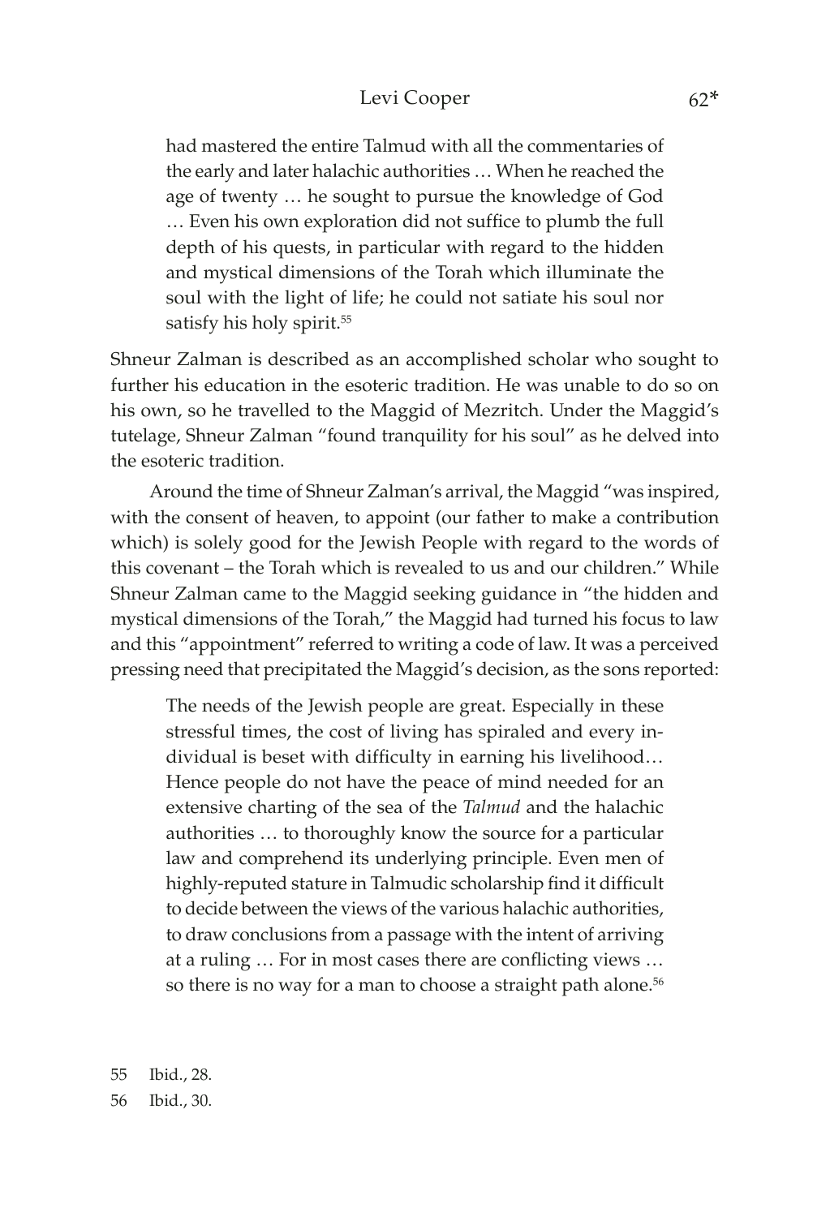> had mastered the entire Talmud with all the commentaries of the early and later halachic authorities … When he reached the age of twenty … he sought to pursue the knowledge of God … Even his own exploration did not suffice to plumb the full depth of his quests, in particular with regard to the hidden and mystical dimensions of the Torah which illuminate the soul with the light of life; he could not satiate his soul nor satisfy his holy spirit.[55]

Shneur Zalman is described as an accomplished scholar who sought to further his education in the esoteric tradition. He was unable to do so on his own, so he travelled to the Maggid of Mezritch. Under the Maggid's tutelage, Shneur Zalman "found tranquility for his soul" as he delved into the esoteric tradition.

Around the time of Shneur Zalman's arrival, the Maggid "was inspired, with the consent of heaven, to appoint (our father to make a contribution which) is solely good for the Jewish People with regard to the words of this covenant – the Torah which is revealed to us and our children." While Shneur Zalman came to the Maggid seeking guidance in "the hidden and mystical dimensions of the Torah," the Maggid had turned his focus to law and this "appointment" referred to writing a code of law. It was a perceived pressing need that precipitated the Maggid's decision, as the sons reported:

> The needs of the Jewish people are great. Especially in these stressful times, the cost of living has spiraled and every individual is beset with difficulty in earning his livelihood… Hence people do not have the peace of mind needed for an extensive charting of the sea of the *Talmud* and the halachic authorities … to thoroughly know the source for a particular law and comprehend its underlying principle. Even men of highly-reputed stature in Talmudic scholarship find it difficult to decide between the views of the various halachic authorities, to draw conclusions from a passage with the intent of arriving at a ruling … For in most cases there are conflicting views … so there is no way for a man to choose a straight path alone.[56]

55 Ibid., 28.

56 Ibid., 30.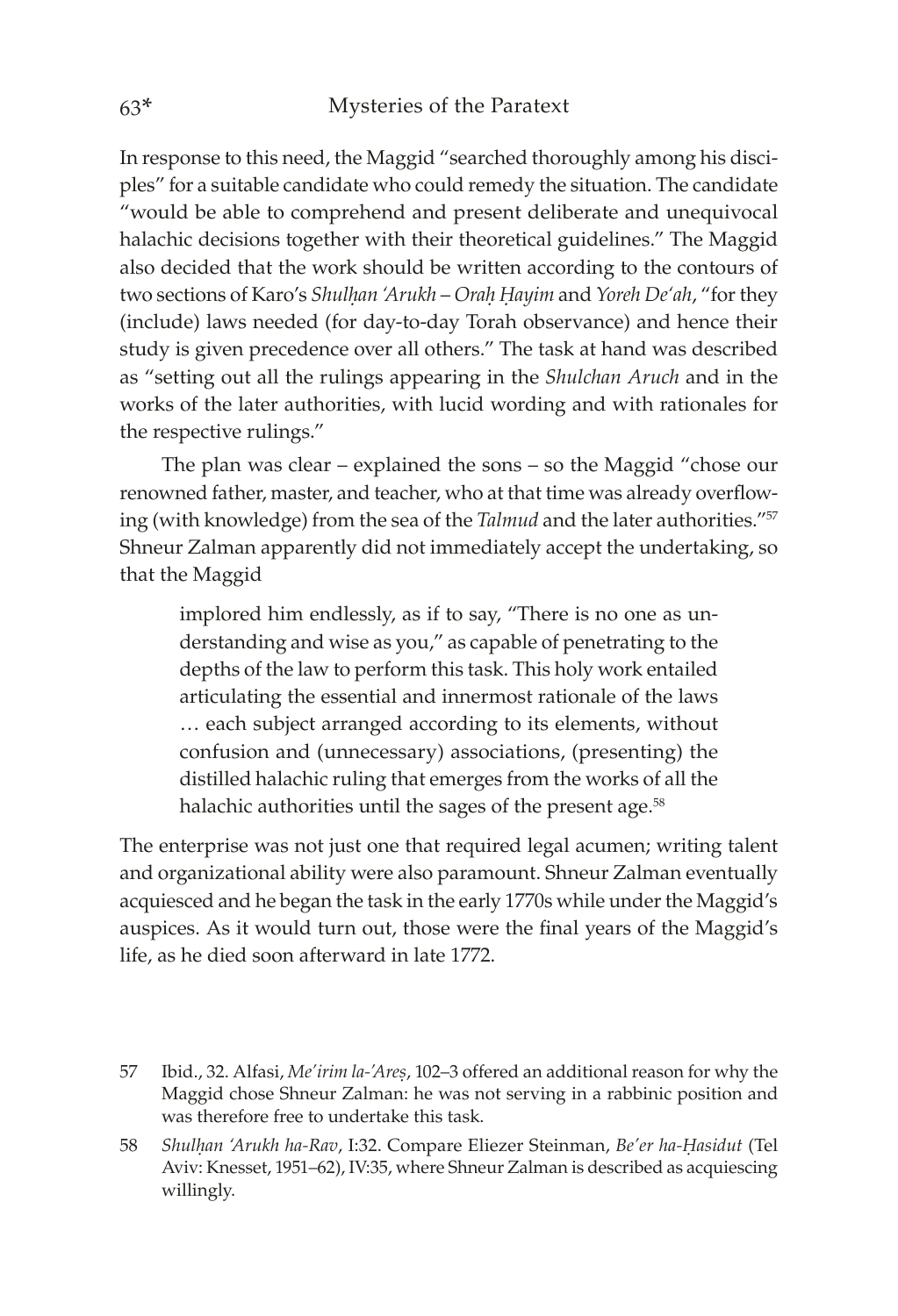In response to this need, the Maggid "searched thoroughly among his disciples" for a suitable candidate who could remedy the situation. The candidate "would be able to comprehend and present deliberate and unequivocal halachic decisions together with their theoretical guidelines." The Maggid also decided that the work should be written according to the contours of two sections of Karo's *Shulḥan 'Arukh* – *Oraḥ Ḥayim* and *Yoreh De'ah*, "for they (include) laws needed (for day-to-day Torah observance) and hence their study is given precedence over all others." The task at hand was described as "setting out all the rulings appearing in the *Shulchan Aruch* and in the works of the later authorities, with lucid wording and with rationales for the respective rulings."

The plan was clear – explained the sons – so the Maggid "chose our renowned father, master, and teacher, who at that time was already overflowing (with knowledge) from the sea of the *Talmud* and the later authorities."[57] Shneur Zalman apparently did not immediately accept the undertaking, so that the Maggid

> implored him endlessly, as if to say, "There is no one as understanding and wise as you," as capable of penetrating to the depths of the law to perform this task. This holy work entailed articulating the essential and innermost rationale of the laws … each subject arranged according to its elements, without confusion and (unnecessary) associations, (presenting) the distilled halachic ruling that emerges from the works of all the halachic authorities until the sages of the present age.[58]

The enterprise was not just one that required legal acumen; writing talent and organizational ability were also paramount. Shneur Zalman eventually acquiesced and he began the task in the early 1770s while under the Maggid's auspices. As it would turn out, those were the final years of the Maggid's life, as he died soon afterward in late 1772.

57 Ibid., 32. Alfasi, *Me'irim la-'Areṣ*, 102–3 offered an additional reason for why the Maggid chose Shneur Zalman: he was not serving in a rabbinic position and was therefore free to undertake this task.

58 *Shulḥan 'Arukh ha-Rav*, I:32. Compare Eliezer Steinman, *Be'er ha-Ḥasidut* (Tel Aviv: Knesset, 1951–62), IV:35, where Shneur Zalman is described as acquiescing willingly.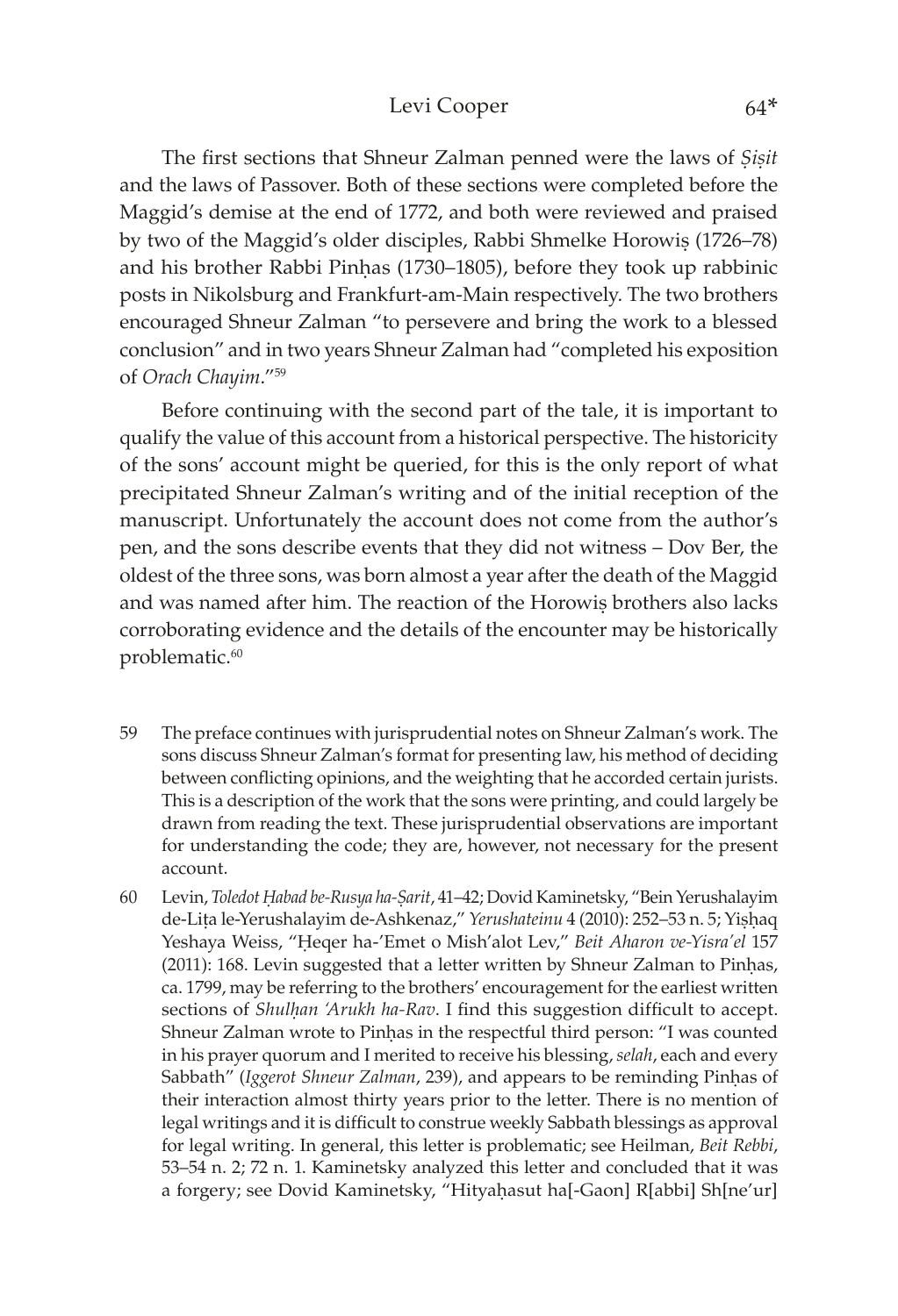The first sections that Shneur Zalman penned were the laws of *Ṣiṣit* and the laws of Passover. Both of these sections were completed before the Maggid's demise at the end of 1772, and both were reviewed and praised by two of the Maggid's older disciples, Rabbi Shmelke Horowiṣ (1726–78) and his brother Rabbi Pinḥas (1730–1805), before they took up rabbinic posts in Nikolsburg and Frankfurt-am-Main respectively. The two brothers encouraged Shneur Zalman "to persevere and bring the work to a blessed conclusion" and in two years Shneur Zalman had "completed his exposition of *Orach Chayim*."[59]

Before continuing with the second part of the tale, it is important to qualify the value of this account from a historical perspective. The historicity of the sons' account might be queried, for this is the only report of what precipitated Shneur Zalman's writing and of the initial reception of the manuscript. Unfortunately the account does not come from the author's pen, and the sons describe events that they did not witness – Dov Ber, the oldest of the three sons, was born almost a year after the death of the Maggid and was named after him. The reaction of the Horowiṣ brothers also lacks corroborating evidence and the details of the encounter may be historically problematic.[60]

59 The preface continues with jurisprudential notes on Shneur Zalman's work. The sons discuss Shneur Zalman's format for presenting law, his method of deciding between conflicting opinions, and the weighting that he accorded certain jurists. This is a description of the work that the sons were printing, and could largely be drawn from reading the text. These jurisprudential observations are important for understanding the code; they are, however, not necessary for the present account.

60 Levin, *Toledot Ḥabad be-Rusya ha-Ṣarit*, 41–42; Dovid Kaminetsky, "Bein Yerushalayim de-Liṭa le-Yerushalayim de-Ashkenaz," *Yerushateinu* 4 (2010): 252–53 n. 5; Yiṣḥaq Yeshaya Weiss, "Ḥeqer ha-'Emet o Mish'alot Lev," *Beit Aharon ve-Yisra'el* 157 (2011): 168. Levin suggested that a letter written by Shneur Zalman to Pinḥas, ca. 1799, may be referring to the brothers' encouragement for the earliest written sections of *Shulḥan 'Arukh ha-Rav*. I find this suggestion difficult to accept. Shneur Zalman wrote to Pinḥas in the respectful third person: "I was counted in his prayer quorum and I merited to receive his blessing, *selah*, each and every Sabbath" (*Iggerot Shneur Zalman*, 239), and appears to be reminding Pinḥas of their interaction almost thirty years prior to the letter. There is no mention of legal writings and it is difficult to construe weekly Sabbath blessings as approval for legal writing. In general, this letter is problematic; see Heilman, *Beit Rebbi*, 53–54 n. 2; 72 n. 1. Kaminetsky analyzed this letter and concluded that it was a forgery; see Dovid Kaminetsky, "Hityaḥasut ha[-Gaon] R[abbi] Sh[ne'ur]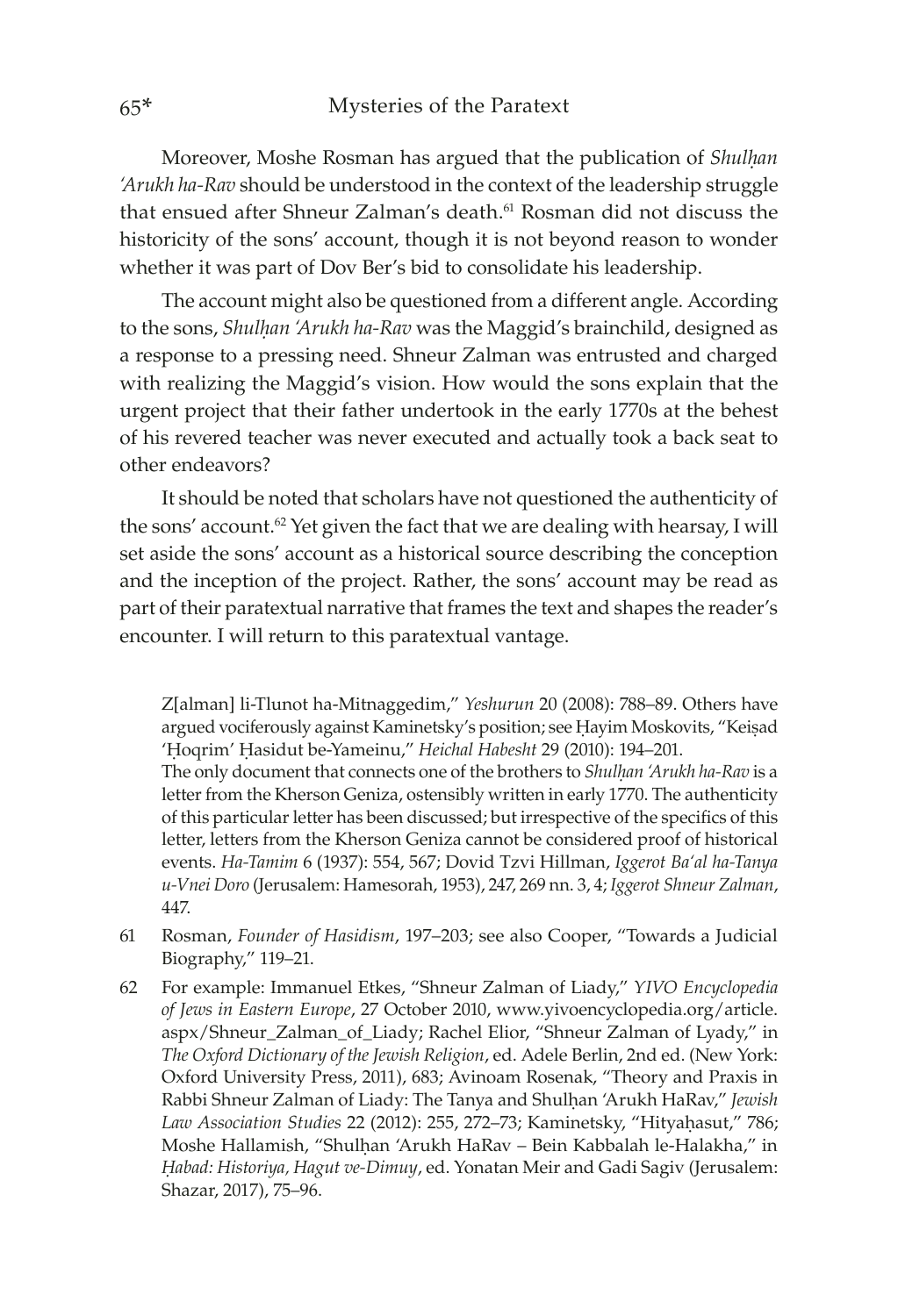Moreover, Moshe Rosman has argued that the publication of *Shulḥan 'Arukh ha-Rav* should be understood in the context of the leadership struggle that ensued after Shneur Zalman's death.[61] Rosman did not discuss the historicity of the sons' account, though it is not beyond reason to wonder whether it was part of Dov Ber's bid to consolidate his leadership.

The account might also be questioned from a different angle. According to the sons, *Shulḥan 'Arukh ha-Rav* was the Maggid's brainchild, designed as a response to a pressing need. Shneur Zalman was entrusted and charged with realizing the Maggid's vision. How would the sons explain that the urgent project that their father undertook in the early 1770s at the behest of his revered teacher was never executed and actually took a back seat to other endeavors?

It should be noted that scholars have not questioned the authenticity of the sons' account.[62] Yet given the fact that we are dealing with hearsay, I will set aside the sons' account as a historical source describing the conception and the inception of the project. Rather, the sons' account may be read as part of their paratextual narrative that frames the text and shapes the reader's encounter. I will return to this paratextual vantage.

Z[alman] li-Tlunot ha-Mitnaggedim," *Yeshurun* 20 (2008): 788–89. Others have argued vociferously against Kaminetsky's position; see Ḥayim Moskovits, "Keiṣad 'Ḥoqrim' Ḥasidut be-Yameinu," *Heichal Habesht* 29 (2010): 194–201.
The only document that connects one of the brothers to *Shulḥan 'Arukh ha-Rav* is a letter from the Kherson Geniza, ostensibly written in early 1770. The authenticity of this particular letter has been discussed; but irrespective of the specifics of this letter, letters from the Kherson Geniza cannot be considered proof of historical events. *Ha-Tamim* 6 (1937): 554, 567; Dovid Tzvi Hillman, *Iggerot Ba'al ha-Tanya u-Vnei Doro* (Jerusalem: Hamesorah, 1953), 247, 269 nn. 3, 4; *Iggerot Shneur Zalman*, 447.

61 Rosman, *Founder of Hasidism*, 197–203; see also Cooper, "Towards a Judicial Biography," 119–21.

62 For example: Immanuel Etkes, "Shneur Zalman of Liady," *YIVO Encyclopedia of Jews in Eastern Europe*, 27 October 2010, www.yivoencyclopedia.org/article.aspx/Shneur_Zalman_of_Liady; Rachel Elior, "Shneur Zalman of Lyady," in *The Oxford Dictionary of the Jewish Religion*, ed. Adele Berlin, 2nd ed. (New York: Oxford University Press, 2011), 683; Avinoam Rosenak, "Theory and Praxis in Rabbi Shneur Zalman of Liady: The Tanya and Shulḥan 'Arukh HaRav," *Jewish Law Association Studies* 22 (2012): 255, 272–73; Kaminetsky, "Hityaḥasut," 786; Moshe Hallamish, "Shulḥan 'Arukh HaRav – Bein Kabbalah le-Halakha," in *Ḥabad: Historiya, Hagut ve-Dimuy*, ed. Yonatan Meir and Gadi Sagiv (Jerusalem: Shazar, 2017), 75–96.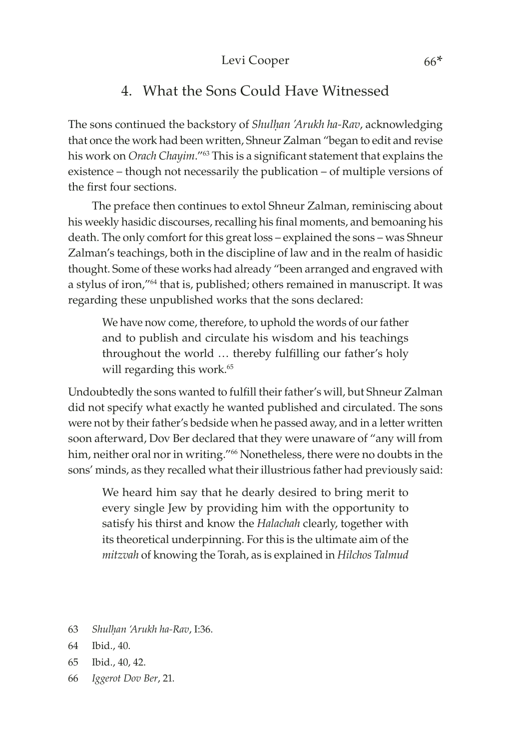## 4. What the Sons Could Have Witnessed

The sons continued the backstory of *Shulḥan 'Arukh ha-Rav*, acknowledging that once the work had been written, Shneur Zalman "began to edit and revise his work on *Orach Chayim*."[63] This is a significant statement that explains the existence – though not necessarily the publication – of multiple versions of the first four sections.

The preface then continues to extol Shneur Zalman, reminiscing about his weekly hasidic discourses, recalling his final moments, and bemoaning his death. The only comfort for this great loss – explained the sons – was Shneur Zalman's teachings, both in the discipline of law and in the realm of hasidic thought. Some of these works had already "been arranged and engraved with a stylus of iron,"[64] that is, published; others remained in manuscript. It was regarding these unpublished works that the sons declared:

> We have now come, therefore, to uphold the words of our father and to publish and circulate his wisdom and his teachings throughout the world … thereby fulfilling our father's holy will regarding this work.[65]

Undoubtedly the sons wanted to fulfill their father's will, but Shneur Zalman did not specify what exactly he wanted published and circulated. The sons were not by their father's bedside when he passed away, and in a letter written soon afterward, Dov Ber declared that they were unaware of "any will from him, neither oral nor in writing."[66] Nonetheless, there were no doubts in the sons' minds, as they recalled what their illustrious father had previously said:

> We heard him say that he dearly desired to bring merit to every single Jew by providing him with the opportunity to satisfy his thirst and know the *Halachah* clearly, together with its theoretical underpinning. For this is the ultimate aim of the *mitzvah* of knowing the Torah, as is explained in *Hilchos Talmud*

63 *Shulḥan 'Arukh ha-Rav*, I:36.

64 Ibid., 40.

65 Ibid., 40, 42.

66 *Iggerot Dov Ber*, 21.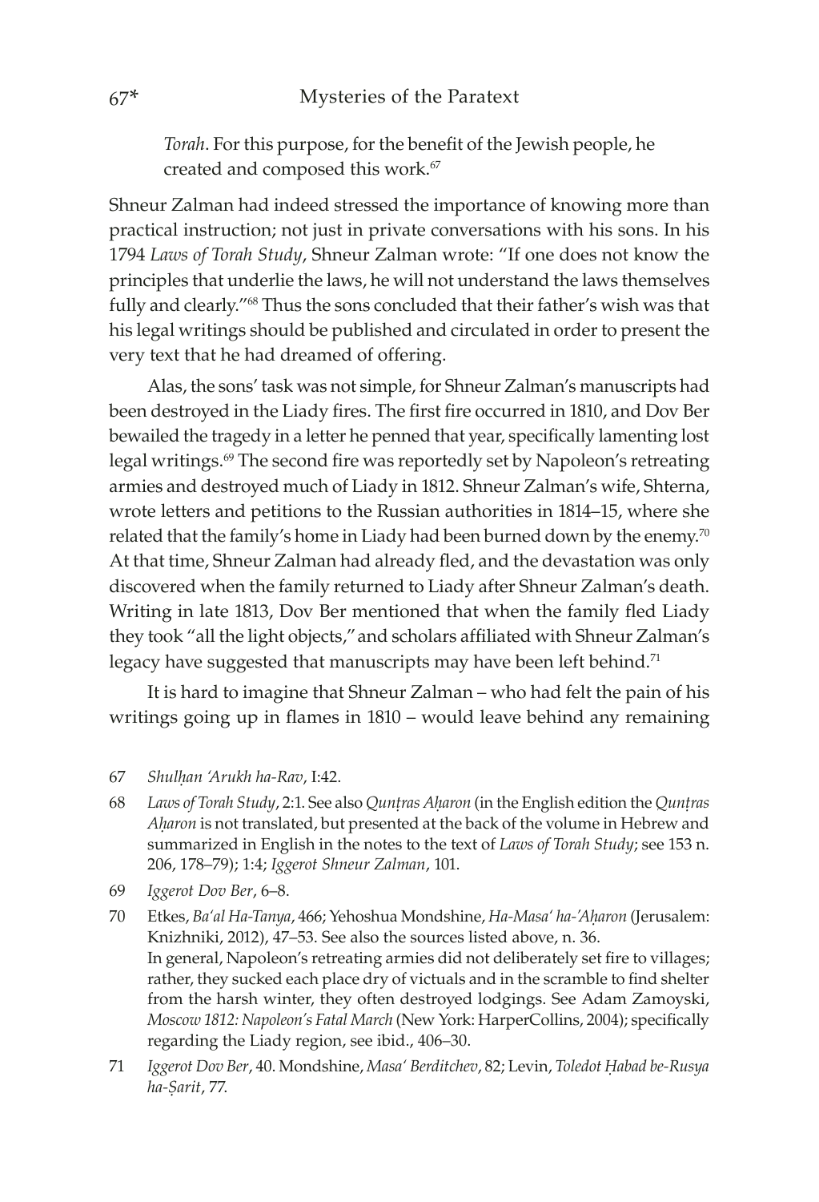> *Torah*. For this purpose, for the benefit of the Jewish people, he created and composed this work.[67]

Shneur Zalman had indeed stressed the importance of knowing more than practical instruction; not just in private conversations with his sons. In his 1794 *Laws of Torah Study*, Shneur Zalman wrote: "If one does not know the principles that underlie the laws, he will not understand the laws themselves fully and clearly."[68] Thus the sons concluded that their father's wish was that his legal writings should be published and circulated in order to present the very text that he had dreamed of offering.

Alas, the sons' task was not simple, for Shneur Zalman's manuscripts had been destroyed in the Liady fires. The first fire occurred in 1810, and Dov Ber bewailed the tragedy in a letter he penned that year, specifically lamenting lost legal writings.[69] The second fire was reportedly set by Napoleon's retreating armies and destroyed much of Liady in 1812. Shneur Zalman's wife, Shterna, wrote letters and petitions to the Russian authorities in 1814–15, where she related that the family's home in Liady had been burned down by the enemy.[70] At that time, Shneur Zalman had already fled, and the devastation was only discovered when the family returned to Liady after Shneur Zalman's death. Writing in late 1813, Dov Ber mentioned that when the family fled Liady they took "all the light objects," and scholars affiliated with Shneur Zalman's legacy have suggested that manuscripts may have been left behind.[71]

It is hard to imagine that Shneur Zalman – who had felt the pain of his writings going up in flames in 1810 – would leave behind any remaining

---

67 *Shulḥan 'Arukh ha-Rav*, I:42.

68 *Laws of Torah Study*, 2:1. See also *Qunṭras Aḥaron* (in the English edition the *Qunṭras Aḥaron* is not translated, but presented at the back of the volume in Hebrew and summarized in English in the notes to the text of *Laws of Torah Study*; see 153 n. 206, 178–79); 1:4; *Iggerot Shneur Zalman*, 101.

69 *Iggerot Dov Ber*, 6–8.

70 Etkes, *Ba'al Ha-Tanya*, 466; Yehoshua Mondshine, *Ha-Masa' ha-'Aḥaron* (Jerusalem: Knizhniki, 2012), 47–53. See also the sources listed above, n. 36.
In general, Napoleon's retreating armies did not deliberately set fire to villages; rather, they sucked each place dry of victuals and in the scramble to find shelter from the harsh winter, they often destroyed lodgings. See Adam Zamoyski, *Moscow 1812: Napoleon's Fatal March* (New York: HarperCollins, 2004); specifically regarding the Liady region, see ibid., 406–30.

71 *Iggerot Dov Ber*, 40. Mondshine, *Masa' Berditchev*, 82; Levin, *Toledot Ḥabad be-Rusya ha-Ṣarit*, 77.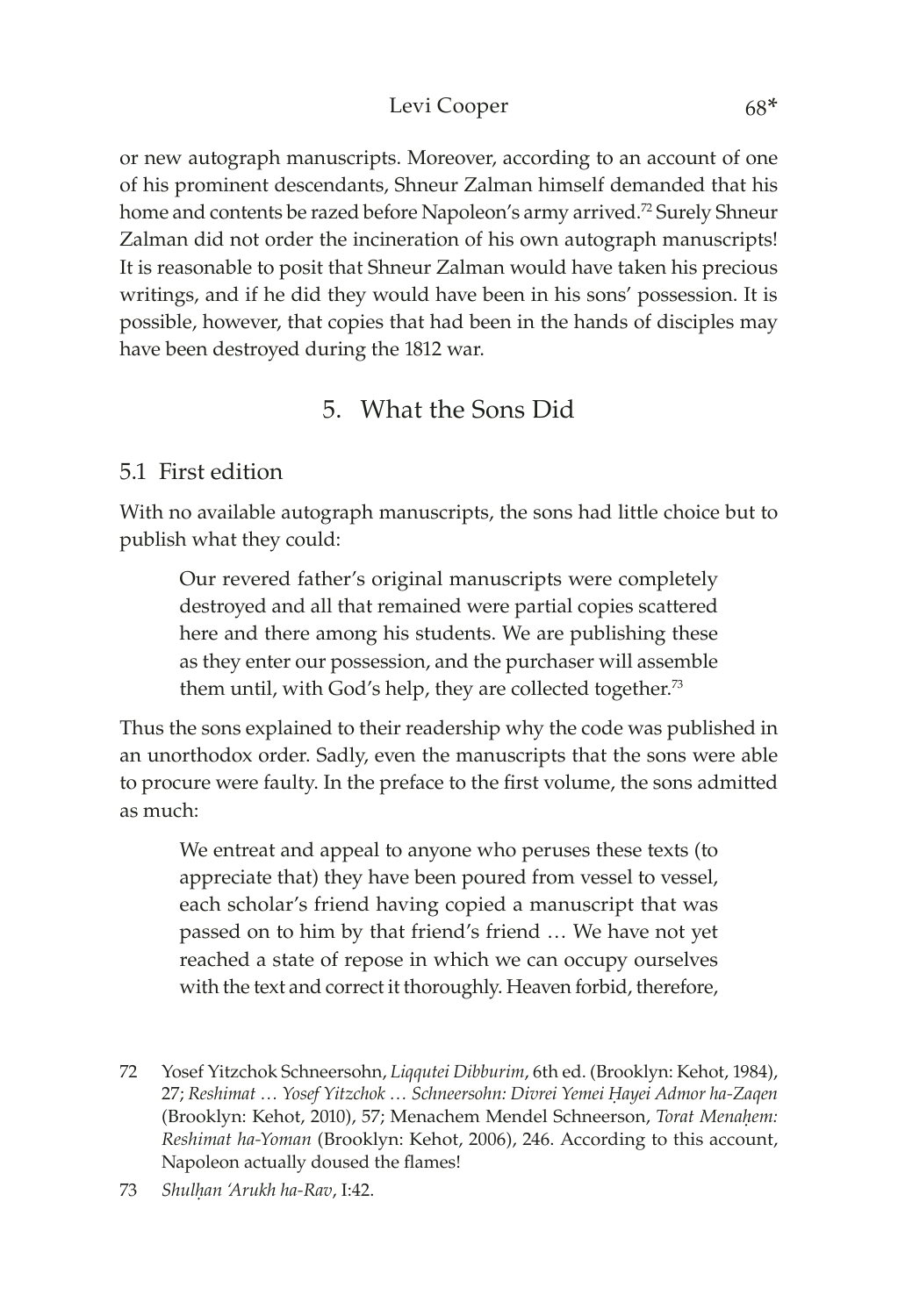or new autograph manuscripts. Moreover, according to an account of one of his prominent descendants, Shneur Zalman himself demanded that his home and contents be razed before Napoleon's army arrived.[72] Surely Shneur Zalman did not order the incineration of his own autograph manuscripts! It is reasonable to posit that Shneur Zalman would have taken his precious writings, and if he did they would have been in his sons' possession. It is possible, however, that copies that had been in the hands of disciples may have been destroyed during the 1812 war.

## 5. What the Sons Did

### 5.1 First edition

With no available autograph manuscripts, the sons had little choice but to publish what they could:

> Our revered father's original manuscripts were completely destroyed and all that remained were partial copies scattered here and there among his students. We are publishing these as they enter our possession, and the purchaser will assemble them until, with God's help, they are collected together.[73]

Thus the sons explained to their readership why the code was published in an unorthodox order. Sadly, even the manuscripts that the sons were able to procure were faulty. In the preface to the first volume, the sons admitted as much:

> We entreat and appeal to anyone who peruses these texts (to appreciate that) they have been poured from vessel to vessel, each scholar's friend having copied a manuscript that was passed on to him by that friend's friend … We have not yet reached a state of repose in which we can occupy ourselves with the text and correct it thoroughly. Heaven forbid, therefore,

---

72 Yosef Yitzchok Schneersohn, *Liqqutei Dibburim*, 6th ed. (Brooklyn: Kehot, 1984), 27; *Reshimat … Yosef Yitzchok … Schneersohn: Divrei Yemei Ḥayei Admor ha-Zaqen* (Brooklyn: Kehot, 2010), 57; Menachem Mendel Schneerson, *Torat Menaḥem: Reshimat ha-Yoman* (Brooklyn: Kehot, 2006), 246. According to this account, Napoleon actually doused the flames!

73 *Shulḥan 'Arukh ha-Rav*, I:42.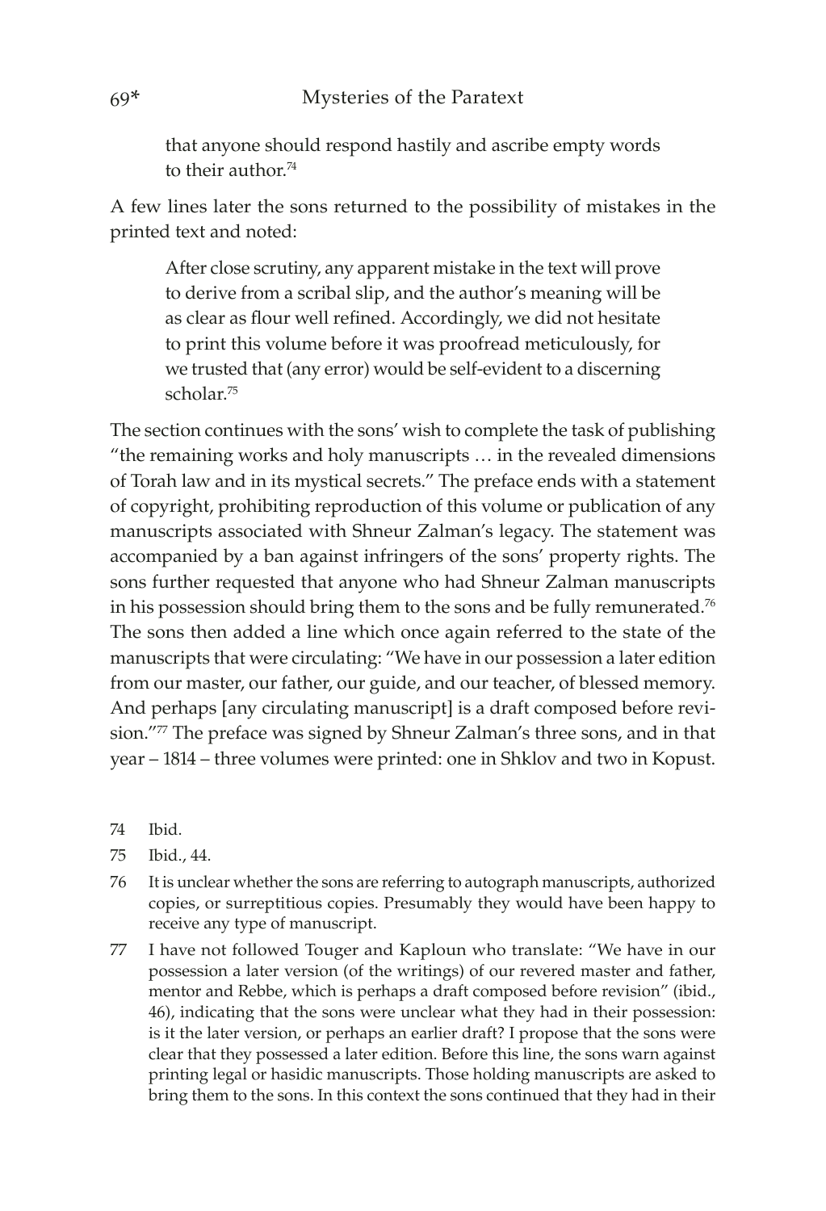> that anyone should respond hastily and ascribe empty words to their author.[74]

A few lines later the sons returned to the possibility of mistakes in the printed text and noted:

> After close scrutiny, any apparent mistake in the text will prove to derive from a scribal slip, and the author's meaning will be as clear as flour well refined. Accordingly, we did not hesitate to print this volume before it was proofread meticulously, for we trusted that (any error) would be self-evident to a discerning scholar.[75]

The section continues with the sons' wish to complete the task of publishing "the remaining works and holy manuscripts … in the revealed dimensions of Torah law and in its mystical secrets." The preface ends with a statement of copyright, prohibiting reproduction of this volume or publication of any manuscripts associated with Shneur Zalman's legacy. The statement was accompanied by a ban against infringers of the sons' property rights. The sons further requested that anyone who had Shneur Zalman manuscripts in his possession should bring them to the sons and be fully remunerated.[76] The sons then added a line which once again referred to the state of the manuscripts that were circulating: "We have in our possession a later edition from our master, our father, our guide, and our teacher, of blessed memory. And perhaps [any circulating manuscript] is a draft composed before revision."[77] The preface was signed by Shneur Zalman's three sons, and in that year – 1814 – three volumes were printed: one in Shklov and two in Kopust.

74 Ibid.

75 Ibid., 44.

76 It is unclear whether the sons are referring to autograph manuscripts, authorized copies, or surreptitious copies. Presumably they would have been happy to receive any type of manuscript.

77 I have not followed Touger and Kaploun who translate: "We have in our possession a later version (of the writings) of our revered master and father, mentor and Rebbe, which is perhaps a draft composed before revision" (ibid., 46), indicating that the sons were unclear what they had in their possession: is it the later version, or perhaps an earlier draft? I propose that the sons were clear that they possessed a later edition. Before this line, the sons warn against printing legal or hasidic manuscripts. Those holding manuscripts are asked to bring them to the sons. In this context the sons continued that they had in their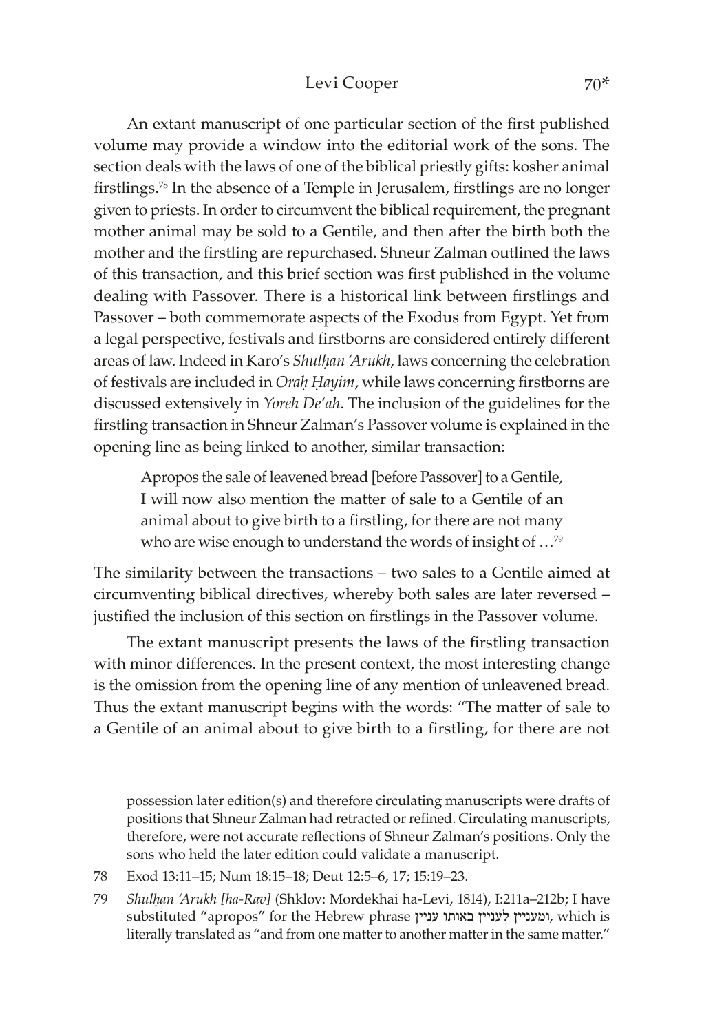An extant manuscript of one particular section of the first published volume may provide a window into the editorial work of the sons. The section deals with the laws of one of the biblical priestly gifts: kosher animal firstlings.[78] In the absence of a Temple in Jerusalem, firstlings are no longer given to priests. In order to circumvent the biblical requirement, the pregnant mother animal may be sold to a Gentile, and then after the birth both the mother and the firstling are repurchased. Shneur Zalman outlined the laws of this transaction, and this brief section was first published in the volume dealing with Passover. There is a historical link between firstlings and Passover – both commemorate aspects of the Exodus from Egypt. Yet from a legal perspective, festivals and firstborns are considered entirely different areas of law. Indeed in Karo's *Shulḥan ʿArukh*, laws concerning the celebration of festivals are included in *Oraḥ Ḥayim*, while laws concerning firstborns are discussed extensively in *Yoreh Deʿah*. The inclusion of the guidelines for the firstling transaction in Shneur Zalman's Passover volume is explained in the opening line as being linked to another, similar transaction:

> Apropos the sale of leavened bread [before Passover] to a Gentile, I will now also mention the matter of sale to a Gentile of an animal about to give birth to a firstling, for there are not many who are wise enough to understand the words of insight of …[79]

The similarity between the transactions – two sales to a Gentile aimed at circumventing biblical directives, whereby both sales are later reversed – justified the inclusion of this section on firstlings in the Passover volume.

The extant manuscript presents the laws of the firstling transaction with minor differences. In the present context, the most interesting change is the omission from the opening line of any mention of unleavened bread. Thus the extant manuscript begins with the words: "The matter of sale to a Gentile of an animal about to give birth to a firstling, for there are not

---

possession later edition(s) and therefore circulating manuscripts were drafts of positions that Shneur Zalman had retracted or refined. Circulating manuscripts, therefore, were not accurate reflections of Shneur Zalman's positions. Only the sons who held the later edition could validate a manuscript.

78 Exod 13:11–15; Num 18:15–18; Deut 12:5–6, 17; 15:19–23.

79 *Shulḥan ʿArukh [ha-Rav]* (Shklov: Mordekhai ha-Levi, 1814), I:211a–212b; I have substituted "apropos" for the Hebrew phrase ומעניין לעניין באותו עניין, which is literally translated as "and from one matter to another matter in the same matter."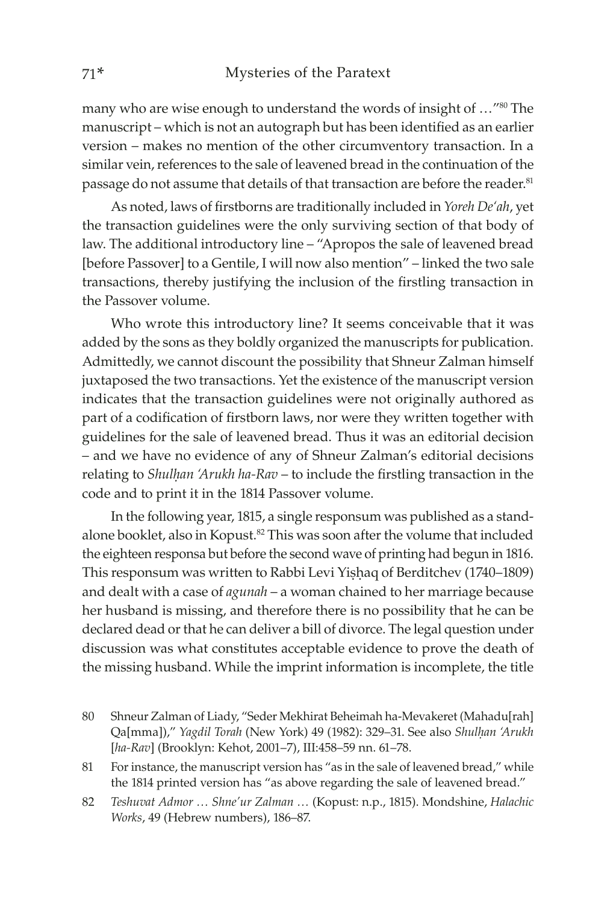many who are wise enough to understand the words of insight of …"[80] The manuscript – which is not an autograph but has been identified as an earlier version – makes no mention of the other circumventory transaction. In a similar vein, references to the sale of leavened bread in the continuation of the passage do not assume that details of that transaction are before the reader.[81]

As noted, laws of firstborns are traditionally included in *Yoreh De'ah*, yet the transaction guidelines were the only surviving section of that body of law. The additional introductory line – "Apropos the sale of leavened bread [before Passover] to a Gentile, I will now also mention" – linked the two sale transactions, thereby justifying the inclusion of the firstling transaction in the Passover volume.

Who wrote this introductory line? It seems conceivable that it was added by the sons as they boldly organized the manuscripts for publication. Admittedly, we cannot discount the possibility that Shneur Zalman himself juxtaposed the two transactions. Yet the existence of the manuscript version indicates that the transaction guidelines were not originally authored as part of a codification of firstborn laws, nor were they written together with guidelines for the sale of leavened bread. Thus it was an editorial decision – and we have no evidence of any of Shneur Zalman's editorial decisions relating to *Shulḥan 'Arukh ha-Rav* – to include the firstling transaction in the code and to print it in the 1814 Passover volume.

In the following year, 1815, a single responsum was published as a stand-alone booklet, also in Kopust.[82] This was soon after the volume that included the eighteen responsa but before the second wave of printing had begun in 1816. This responsum was written to Rabbi Levi Yiṣḥaq of Berditchev (1740–1809) and dealt with a case of *agunah* – a woman chained to her marriage because her husband is missing, and therefore there is no possibility that he can be declared dead or that he can deliver a bill of divorce. The legal question under discussion was what constitutes acceptable evidence to prove the death of the missing husband. While the imprint information is incomplete, the title

80 Shneur Zalman of Liady, "Seder Mekhirat Beheimah ha-Mevakeret (Mahadu[rah] Qa[mma])," *Yagdil Torah* (New York) 49 (1982): 329–31. See also *Shulḥan 'Arukh* [*ha-Rav*] (Brooklyn: Kehot, 2001–7), III:458–59 nn. 61–78.

81 For instance, the manuscript version has "as in the sale of leavened bread," while the 1814 printed version has "as above regarding the sale of leavened bread."

82 *Teshuvat Admor … Shne'ur Zalman …* (Kopust: n.p., 1815). Mondshine, *Halachic Works*, 49 (Hebrew numbers), 186–87.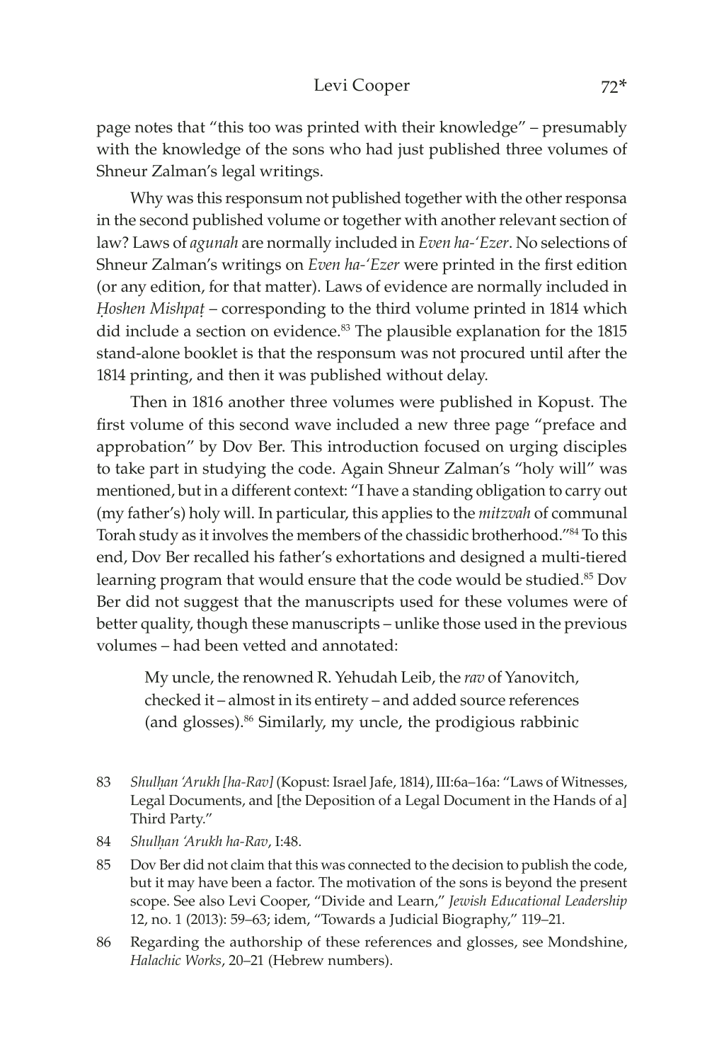page notes that "this too was printed with their knowledge" – presumably with the knowledge of the sons who had just published three volumes of Shneur Zalman's legal writings.

Why was this responsum not published together with the other responsa in the second published volume or together with another relevant section of law? Laws of *agunah* are normally included in *Even ha-'Ezer*. No selections of Shneur Zalman's writings on *Even ha-'Ezer* were printed in the first edition (or any edition, for that matter). Laws of evidence are normally included in *Ḥoshen Mishpaṭ* – corresponding to the third volume printed in 1814 which did include a section on evidence.[83] The plausible explanation for the 1815 stand-alone booklet is that the responsum was not procured until after the 1814 printing, and then it was published without delay.

Then in 1816 another three volumes were published in Kopust. The first volume of this second wave included a new three page "preface and approbation" by Dov Ber. This introduction focused on urging disciples to take part in studying the code. Again Shneur Zalman's "holy will" was mentioned, but in a different context: "I have a standing obligation to carry out (my father's) holy will. In particular, this applies to the *mitzvah* of communal Torah study as it involves the members of the chassidic brotherhood."[84] To this end, Dov Ber recalled his father's exhortations and designed a multi-tiered learning program that would ensure that the code would be studied.[85] Dov Ber did not suggest that the manuscripts used for these volumes were of better quality, though these manuscripts – unlike those used in the previous volumes – had been vetted and annotated:

> My uncle, the renowned R. Yehudah Leib, the *rav* of Yanovitch, checked it – almost in its entirety – and added source references (and glosses).[86] Similarly, my uncle, the prodigious rabbinic

83 *Shulḥan 'Arukh [ha-Rav]* (Kopust: Israel Jafe, 1814), III:6a–16a: "Laws of Witnesses, Legal Documents, and [the Deposition of a Legal Document in the Hands of a] Third Party."

84 *Shulḥan 'Arukh ha-Rav*, I:48.

85 Dov Ber did not claim that this was connected to the decision to publish the code, but it may have been a factor. The motivation of the sons is beyond the present scope. See also Levi Cooper, "Divide and Learn," *Jewish Educational Leadership* 12, no. 1 (2013): 59–63; idem, "Towards a Judicial Biography," 119–21.

86 Regarding the authorship of these references and glosses, see Mondshine, *Halachic Works*, 20–21 (Hebrew numbers).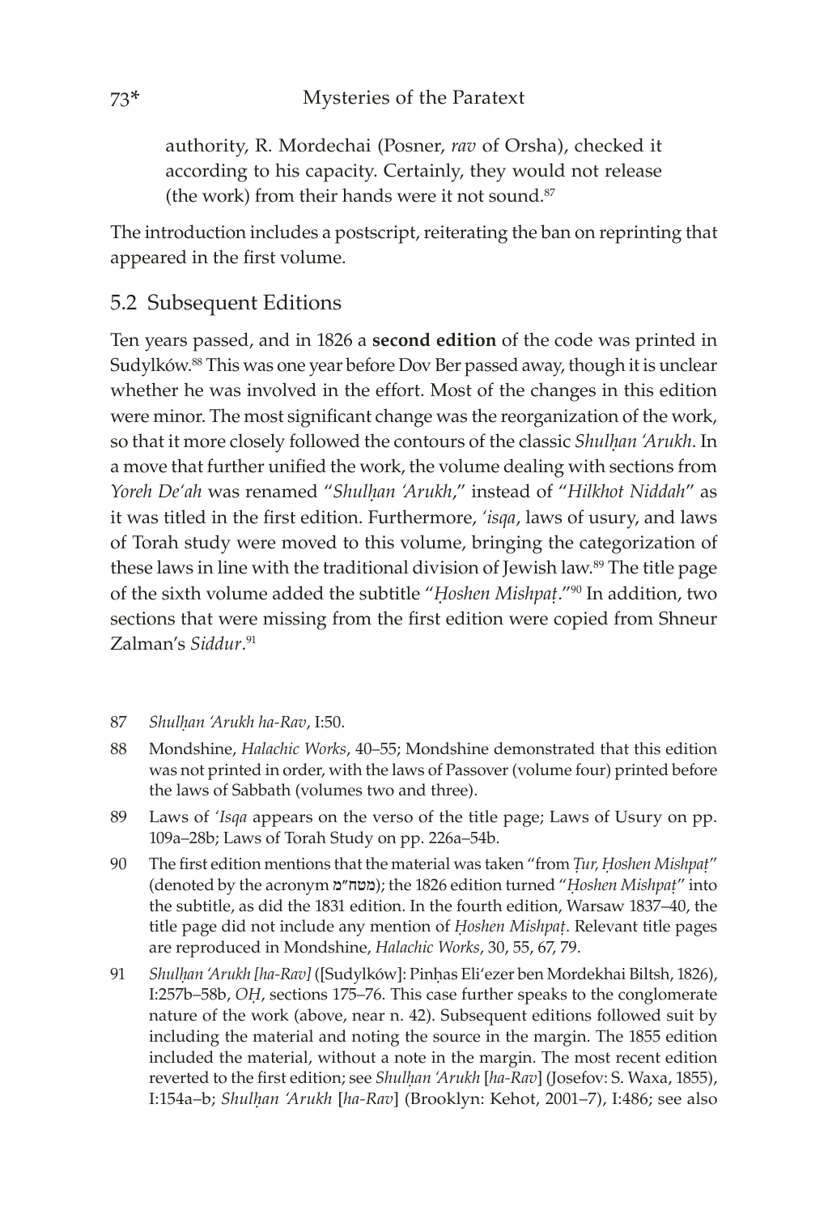authority, R. Mordechai (Posner, *rav* of Orsha), checked it according to his capacity. Certainly, they would not release (the work) from their hands were it not sound.[87]

The introduction includes a postscript, reiterating the ban on reprinting that appeared in the first volume.

## 5.2 Subsequent Editions

Ten years passed, and in 1826 a **second edition** of the code was printed in Sudylków.[88] This was one year before Dov Ber passed away, though it is unclear whether he was involved in the effort. Most of the changes in this edition were minor. The most significant change was the reorganization of the work, so that it more closely followed the contours of the classic *Shulḥan ʿArukh*. In a move that further unified the work, the volume dealing with sections from *Yoreh Deʿah* was renamed "*Shulḥan ʿArukh*," instead of "*Hilkhot Niddah*" as it was titled in the first edition. Furthermore, *ʿisqa*, laws of usury, and laws of Torah study were moved to this volume, bringing the categorization of these laws in line with the traditional division of Jewish law.[89] The title page of the sixth volume added the subtitle "*Ḥoshen Mishpaṭ*."[90] In addition, two sections that were missing from the first edition were copied from Shneur Zalman's *Siddur*.[91]

---

87 *Shulḥan ʿArukh ha-Rav*, I:50.

88 Mondshine, *Halachic Works*, 40–55; Mondshine demonstrated that this edition was not printed in order, with the laws of Passover (volume four) printed before the laws of Sabbath (volumes two and three).

89 Laws of *ʿIsqa* appears on the verso of the title page; Laws of Usury on pp. 109a–28b; Laws of Torah Study on pp. 226a–54b.

90 The first edition mentions that the material was taken "from *Ṭur, Ḥoshen Mishpaṭ*" (denoted by the acronym מטח"מ); the 1826 edition turned "*Ḥoshen Mishpaṭ*" into the subtitle, as did the 1831 edition. In the fourth edition, Warsaw 1837–40, the title page did not include any mention of *Ḥoshen Mishpaṭ*. Relevant title pages are reproduced in Mondshine, *Halachic Works*, 30, 55, 67, 79.

91 *Shulḥan ʿArukh [ha-Rav]* ([Sudylków]: Pinḥas Eliʿezer ben Mordekhai Biltsh, 1826), I:257b–58b, *OḤ*, sections 175–76. This case further speaks to the conglomerate nature of the work (above, near n. 42). Subsequent editions followed suit by including the material and noting the source in the margin. The 1855 edition included the material, without a note in the margin. The most recent edition reverted to the first edition; see *Shulḥan ʿArukh* [*ha-Rav*] (Josefov: S. Waxa, 1855), I:154a–b; *Shulḥan ʿArukh* [*ha-Rav*] (Brooklyn: Kehot, 2001–7), I:486; see also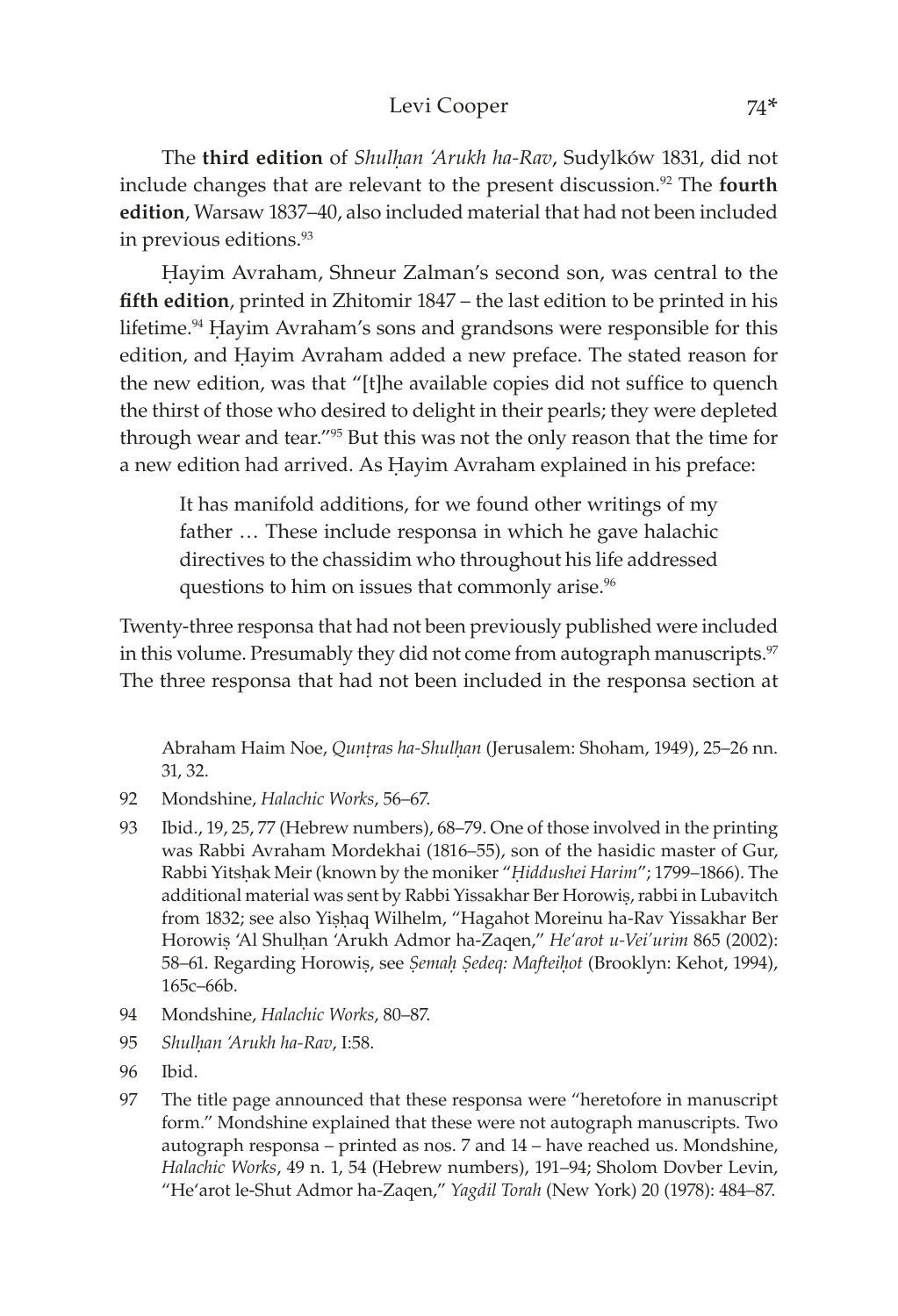The **third edition** of *Shulḥan 'Arukh ha-Rav*, Sudylków 1831, did not include changes that are relevant to the present discussion.[92] The **fourth edition**, Warsaw 1837–40, also included material that had not been included in previous editions.[93]

Ḥayim Avraham, Shneur Zalman's second son, was central to the **fifth edition**, printed in Zhitomir 1847 – the last edition to be printed in his lifetime.[94] Ḥayim Avraham's sons and grandsons were responsible for this edition, and Ḥayim Avraham added a new preface. The stated reason for the new edition, was that "[t]he available copies did not suffice to quench the thirst of those who desired to delight in their pearls; they were depleted through wear and tear."[95] But this was not the only reason that the time for a new edition had arrived. As Ḥayim Avraham explained in his preface:

> It has manifold additions, for we found other writings of my father … These include responsa in which he gave halachic directives to the chassidim who throughout his life addressed questions to him on issues that commonly arise.[96]

Twenty-three responsa that had not been previously published were included in this volume. Presumably they did not come from autograph manuscripts.[97] The three responsa that had not been included in the responsa section at

---

Abraham Haim Noe, *Qunṭras ha-Shulḥan* (Jerusalem: Shoham, 1949), 25–26 nn. 31, 32.

92 Mondshine, *Halachic Works*, 56–67.

93 Ibid., 19, 25, 77 (Hebrew numbers), 68–79. One of those involved in the printing was Rabbi Avraham Mordekhai (1816–55), son of the hasidic master of Gur, Rabbi Yitsḥak Meir (known by the moniker "*Ḥiddushei Harim*"; 1799–1866). The additional material was sent by Rabbi Yissakhar Ber Horowiṣ, rabbi in Lubavitch from 1832; see also Yiṣḥaq Wilhelm, "Hagahot Moreinu ha-Rav Yissakhar Ber Horowiṣ 'Al Shulḥan 'Arukh Admor ha-Zaqen," *He'arot u-Vei'urim* 865 (2002): 58–61. Regarding Horowiṣ, see *Ṣemaḥ Ṣedeq: Mafteiḥot* (Brooklyn: Kehot, 1994), 165c–66b.

94 Mondshine, *Halachic Works*, 80–87.

95 *Shulḥan 'Arukh ha-Rav*, I:58.

96 Ibid.

97 The title page announced that these responsa were "heretofore in manuscript form." Mondshine explained that these were not autograph manuscripts. Two autograph responsa – printed as nos. 7 and 14 – have reached us. Mondshine, *Halachic Works*, 49 n. 1, 54 (Hebrew numbers), 191–94; Sholom Dovber Levin, "He'arot le-Shut Admor ha-Zaqen," *Yagdil Torah* (New York) 20 (1978): 484–87.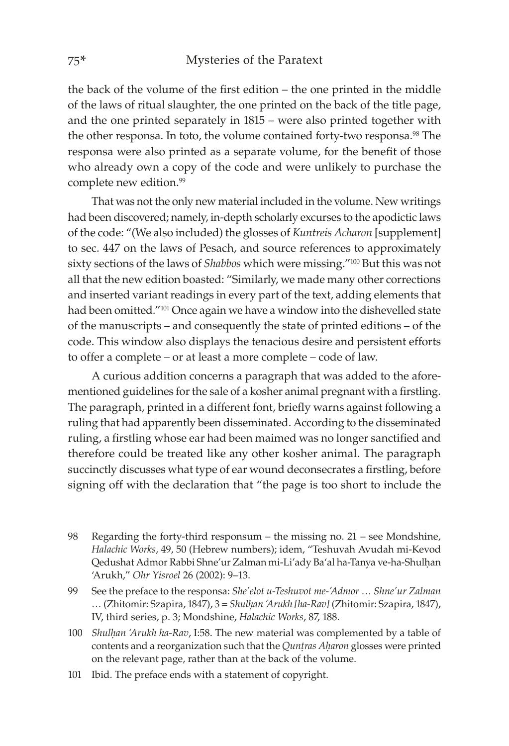the back of the volume of the first edition – the one printed in the middle of the laws of ritual slaughter, the one printed on the back of the title page, and the one printed separately in 1815 – were also printed together with the other responsa. In toto, the volume contained forty-two responsa.[98] The responsa were also printed as a separate volume, for the benefit of those who already own a copy of the code and were unlikely to purchase the complete new edition.[99]

That was not the only new material included in the volume. New writings had been discovered; namely, in-depth scholarly excurses to the apodictic laws of the code: "(We also included) the glosses of *Kuntreis Acharon* [supplement] to sec. 447 on the laws of Pesach, and source references to approximately sixty sections of the laws of *Shabbos* which were missing."[100] But this was not all that the new edition boasted: "Similarly, we made many other corrections and inserted variant readings in every part of the text, adding elements that had been omitted."[101] Once again we have a window into the dishevelled state of the manuscripts – and consequently the state of printed editions – of the code. This window also displays the tenacious desire and persistent efforts to offer a complete – or at least a more complete – code of law.

A curious addition concerns a paragraph that was added to the aforementioned guidelines for the sale of a kosher animal pregnant with a firstling. The paragraph, printed in a different font, briefly warns against following a ruling that had apparently been disseminated. According to the disseminated ruling, a firstling whose ear had been maimed was no longer sanctified and therefore could be treated like any other kosher animal. The paragraph succinctly discusses what type of ear wound deconsecrates a firstling, before signing off with the declaration that "the page is too short to include the

---

98 Regarding the forty-third responsum – the missing no. 21 – see Mondshine, *Halachic Works*, 49, 50 (Hebrew numbers); idem, "Teshuvah Avudah mi-Kevod Qedushat Admor Rabbi Shne'ur Zalman mi-Li'ady Ba'al ha-Tanya ve-ha-Shulḥan 'Arukh," *Ohr Yisroel* 26 (2002): 9–13.

99 See the preface to the responsa: *She'elot u-Teshuvot me-'Admor … Shne'ur Zalman …* (Zhitomir: Szapira, 1847), 3 = *Shulḥan 'Arukh [ha-Rav]* (Zhitomir: Szapira, 1847), IV, third series, p. 3; Mondshine, *Halachic Works*, 87, 188.

100 *Shulḥan 'Arukh ha-Rav*, I:58. The new material was complemented by a table of contents and a reorganization such that the *Qunṭras Aḥaron* glosses were printed on the relevant page, rather than at the back of the volume.

101 Ibid. The preface ends with a statement of copyright.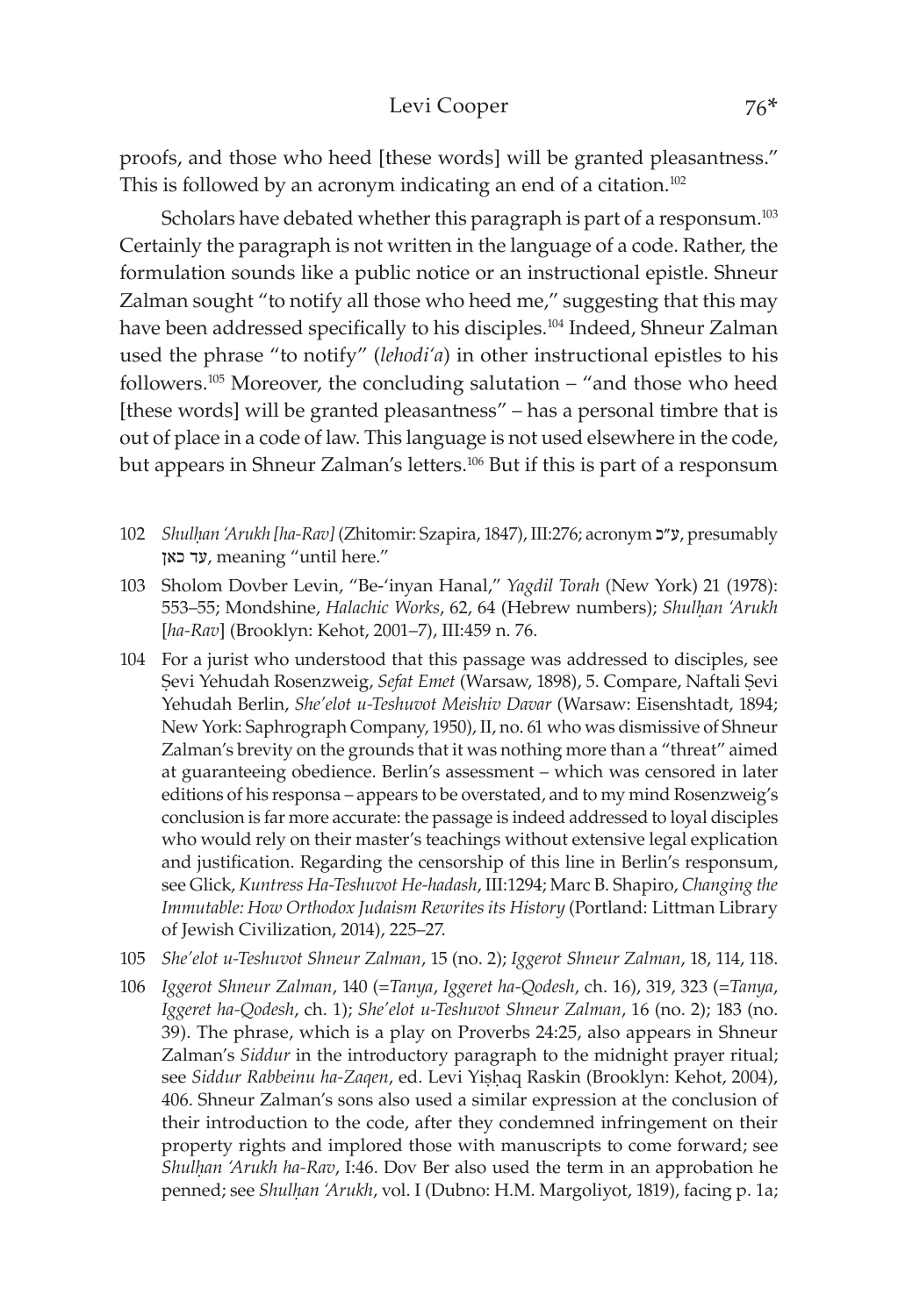proofs, and those who heed [these words] will be granted pleasantness." This is followed by an acronym indicating an end of a citation.[102]

Scholars have debated whether this paragraph is part of a responsum.[103] Certainly the paragraph is not written in the language of a code. Rather, the formulation sounds like a public notice or an instructional epistle. Shneur Zalman sought "to notify all those who heed me," suggesting that this may have been addressed specifically to his disciples.[104] Indeed, Shneur Zalman used the phrase "to notify" (*lehodi'a*) in other instructional epistles to his followers.[105] Moreover, the concluding salutation – "and those who heed [these words] will be granted pleasantness" – has a personal timbre that is out of place in a code of law. This language is not used elsewhere in the code, but appears in Shneur Zalman's letters.[106] But if this is part of a responsum

102 *Shulḥan 'Arukh [ha-Rav]* (Zhitomir: Szapira, 1847), III:276; acronym ע"כ, presumably עד כאן, meaning "until here."

103 Sholom Dovber Levin, "Be-'inyan Hanal," *Yagdil Torah* (New York) 21 (1978): 553–55; Mondshine, *Halachic Works*, 62, 64 (Hebrew numbers); *Shulḥan 'Arukh* [*ha-Rav*] (Brooklyn: Kehot, 2001–7), III:459 n. 76.

104 For a jurist who understood that this passage was addressed to disciples, see Ṣevi Yehudah Rosenzweig, *Sefat Emet* (Warsaw, 1898), 5. Compare, Naftali Ṣevi Yehudah Berlin, *She'elot u-Teshuvot Meishiv Davar* (Warsaw: Eisenshtadt, 1894; New York: Saphrograph Company, 1950), II, no. 61 who was dismissive of Shneur Zalman's brevity on the grounds that it was nothing more than a "threat" aimed at guaranteeing obedience. Berlin's assessment – which was censored in later editions of his responsa – appears to be overstated, and to my mind Rosenzweig's conclusion is far more accurate: the passage is indeed addressed to loyal disciples who would rely on their master's teachings without extensive legal explication and justification. Regarding the censorship of this line in Berlin's responsum, see Glick, *Kuntress Ha-Teshuvot He-hadash*, III:1294; Marc B. Shapiro, *Changing the Immutable: How Orthodox Judaism Rewrites its History* (Portland: Littman Library of Jewish Civilization, 2014), 225–27.

105 *She'elot u-Teshuvot Shneur Zalman*, 15 (no. 2); *Iggerot Shneur Zalman*, 18, 114, 118.

106 *Iggerot Shneur Zalman*, 140 (=*Tanya*, *Iggeret ha-Qodesh*, ch. 16), 319, 323 (=*Tanya*, *Iggeret ha-Qodesh*, ch. 1); *She'elot u-Teshuvot Shneur Zalman*, 16 (no. 2); 183 (no. 39). The phrase, which is a play on Proverbs 24:25, also appears in Shneur Zalman's *Siddur* in the introductory paragraph to the midnight prayer ritual; see *Siddur Rabbeinu ha-Zaqen*, ed. Levi Yiṣḥaq Raskin (Brooklyn: Kehot, 2004), 406. Shneur Zalman's sons also used a similar expression at the conclusion of their introduction to the code, after they condemned infringement on their property rights and implored those with manuscripts to come forward; see *Shulḥan 'Arukh ha-Rav*, I:46. Dov Ber also used the term in an approbation he penned; see *Shulḥan 'Arukh*, vol. I (Dubno: H.M. Margoliyot, 1819), facing p. 1a;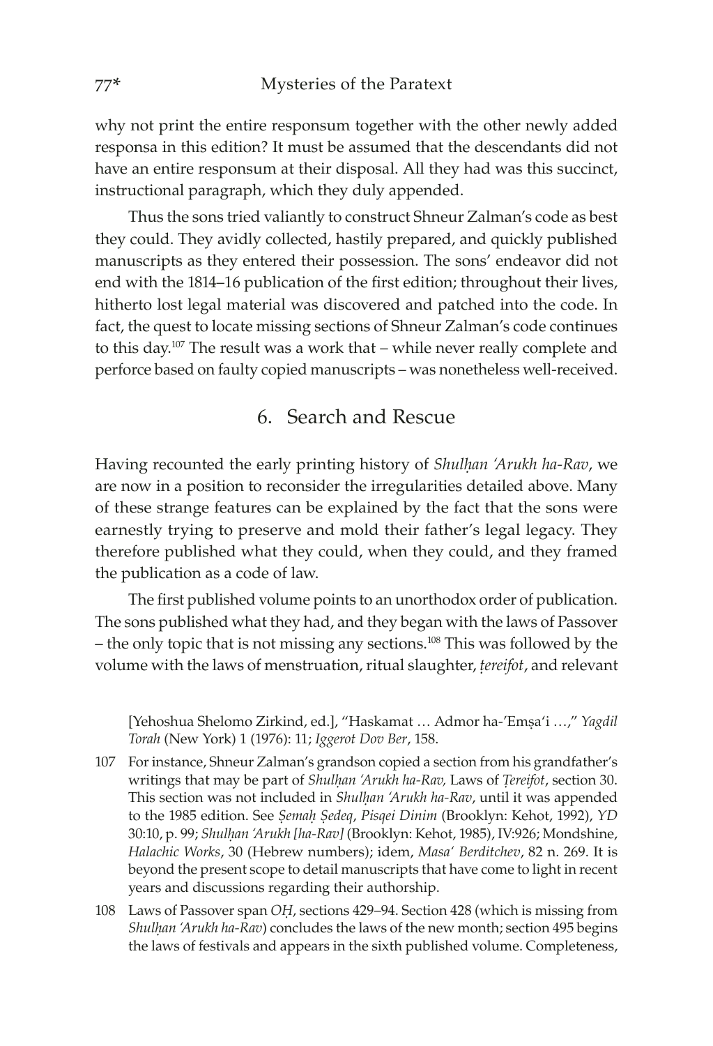why not print the entire responsum together with the other newly added responsa in this edition? It must be assumed that the descendants did not have an entire responsum at their disposal. All they had was this succinct, instructional paragraph, which they duly appended.

Thus the sons tried valiantly to construct Shneur Zalman's code as best they could. They avidly collected, hastily prepared, and quickly published manuscripts as they entered their possession. The sons' endeavor did not end with the 1814–16 publication of the first edition; throughout their lives, hitherto lost legal material was discovered and patched into the code. In fact, the quest to locate missing sections of Shneur Zalman's code continues to this day.[107] The result was a work that – while never really complete and perforce based on faulty copied manuscripts – was nonetheless well-received.

## 6. Search and Rescue

Having recounted the early printing history of *Shulḥan ʿArukh ha-Rav*, we are now in a position to reconsider the irregularities detailed above. Many of these strange features can be explained by the fact that the sons were earnestly trying to preserve and mold their father's legal legacy. They therefore published what they could, when they could, and they framed the publication as a code of law.

The first published volume points to an unorthodox order of publication. The sons published what they had, and they began with the laws of Passover – the only topic that is not missing any sections.[108] This was followed by the volume with the laws of menstruation, ritual slaughter, *ṭereifot*, and relevant

[Yehoshua Shelomo Zirkind, ed.], "Haskamat … Admor ha-ʾEmṣaʿi …," *Yagdil Torah* (New York) 1 (1976): 11; *Iggerot Dov Ber*, 158.

107 For instance, Shneur Zalman's grandson copied a section from his grandfather's writings that may be part of *Shulḥan ʿArukh ha-Rav,* Laws of *Ṭereifot*, section 30. This section was not included in *Shulḥan ʿArukh ha-Rav*, until it was appended to the 1985 edition. See *Ṣemaḥ Ṣedeq*, *Pisqei Dinim* (Brooklyn: Kehot, 1992), *YD* 30:10, p. 99; *Shulḥan ʿArukh [ha-Rav]* (Brooklyn: Kehot, 1985), IV:926; Mondshine, *Halachic Works*, 30 (Hebrew numbers); idem, *Masaʿ Berditchev*, 82 n. 269. It is beyond the present scope to detail manuscripts that have come to light in recent years and discussions regarding their authorship.

108 Laws of Passover span *OḤ*, sections 429–94. Section 428 (which is missing from *Shulḥan ʿArukh ha-Rav*) concludes the laws of the new month; section 495 begins the laws of festivals and appears in the sixth published volume. Completeness,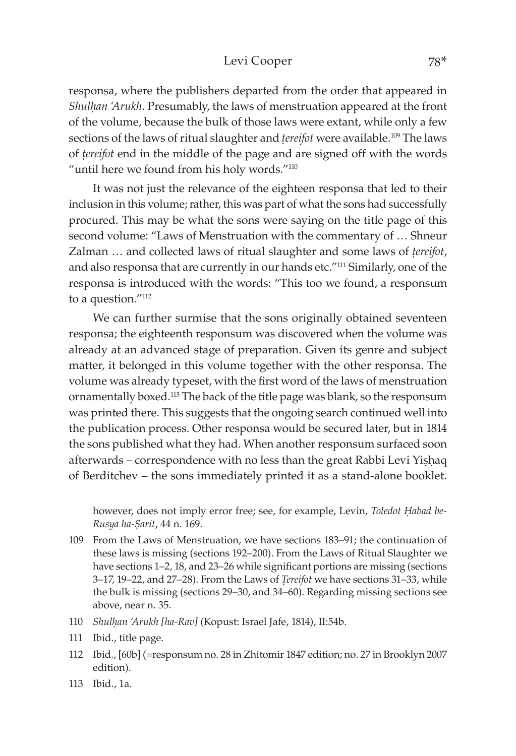responsa, where the publishers departed from the order that appeared in *Shulḥan 'Arukh*. Presumably, the laws of menstruation appeared at the front of the volume, because the bulk of those laws were extant, while only a few sections of the laws of ritual slaughter and *ṭereifot* were available.[109] The laws of *ṭereifot* end in the middle of the page and are signed off with the words "until here we found from his holy words."[110]

It was not just the relevance of the eighteen responsa that led to their inclusion in this volume; rather, this was part of what the sons had successfully procured. This may be what the sons were saying on the title page of this second volume: "Laws of Menstruation with the commentary of … Shneur Zalman … and collected laws of ritual slaughter and some laws of *ṭereifot*, and also responsa that are currently in our hands etc."[111] Similarly, one of the responsa is introduced with the words: "This too we found, a responsum to a question."[112]

We can further surmise that the sons originally obtained seventeen responsa; the eighteenth responsum was discovered when the volume was already at an advanced stage of preparation. Given its genre and subject matter, it belonged in this volume together with the other responsa. The volume was already typeset, with the first word of the laws of menstruation ornamentally boxed.[113] The back of the title page was blank, so the responsum was printed there. This suggests that the ongoing search continued well into the publication process. Other responsa would be secured later, but in 1814 the sons published what they had. When another responsum surfaced soon afterwards – correspondence with no less than the great Rabbi Levi Yiṣḥaq of Berditchev – the sons immediately printed it as a stand-alone booklet.

however, does not imply error free; see, for example, Levin, *Toledot Ḥabad be-Rusya ha-Ṣarit*, 44 n. 169.

109 From the Laws of Menstruation, we have sections 183–91; the continuation of these laws is missing (sections 192–200). From the Laws of Ritual Slaughter we have sections 1–2, 18, and 23–26 while significant portions are missing (sections 3–17, 19–22, and 27–28). From the Laws of *Ṭereifot* we have sections 31–33, while the bulk is missing (sections 29–30, and 34–60). Regarding missing sections see above, near n. 35.

110 *Shulḥan 'Arukh [ha-Rav]* (Kopust: Israel Jafe, 1814), II:54b.

111 Ibid., title page.

112 Ibid., [60b] (=responsum no. 28 in Zhitomir 1847 edition; no. 27 in Brooklyn 2007 edition).

113 Ibid., 1a.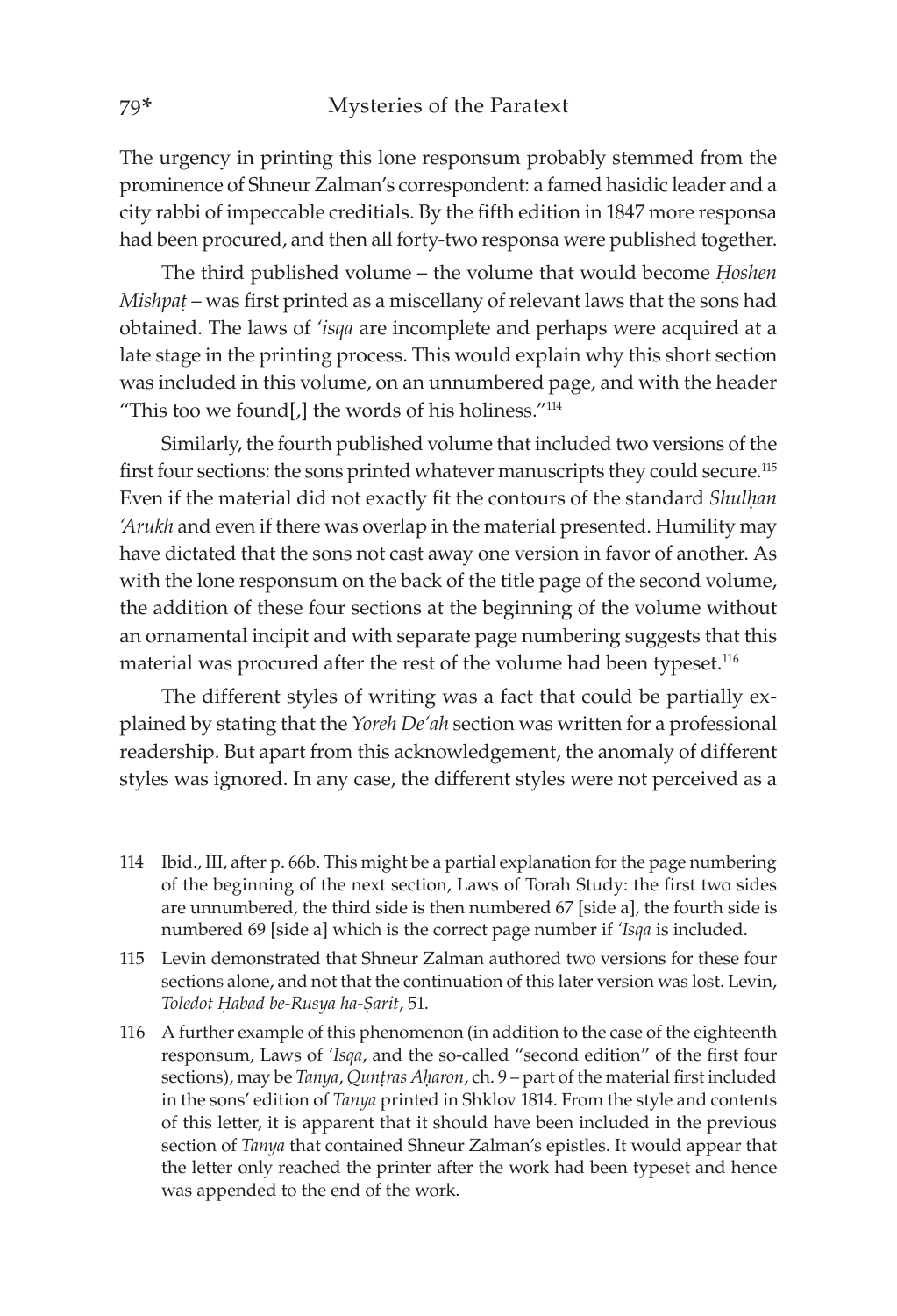The urgency in printing this lone responsum probably stemmed from the prominence of Shneur Zalman's correspondent: a famed hasidic leader and a city rabbi of impeccable creditials. By the fifth edition in 1847 more responsa had been procured, and then all forty-two responsa were published together.

The third published volume – the volume that would become *Ḥoshen Mishpaṭ* – was first printed as a miscellany of relevant laws that the sons had obtained. The laws of *'isqa* are incomplete and perhaps were acquired at a late stage in the printing process. This would explain why this short section was included in this volume, on an unnumbered page, and with the header "This too we found[,] the words of his holiness."[114]

Similarly, the fourth published volume that included two versions of the first four sections: the sons printed whatever manuscripts they could secure.[115] Even if the material did not exactly fit the contours of the standard *Shulḥan 'Arukh* and even if there was overlap in the material presented. Humility may have dictated that the sons not cast away one version in favor of another. As with the lone responsum on the back of the title page of the second volume, the addition of these four sections at the beginning of the volume without an ornamental incipit and with separate page numbering suggests that this material was procured after the rest of the volume had been typeset.[116]

The different styles of writing was a fact that could be partially explained by stating that the *Yoreh De'ah* section was written for a professional readership. But apart from this acknowledgement, the anomaly of different styles was ignored. In any case, the different styles were not perceived as a

114 Ibid., III, after p. 66b. This might be a partial explanation for the page numbering of the beginning of the next section, Laws of Torah Study: the first two sides are unnumbered, the third side is then numbered 67 [side a], the fourth side is numbered 69 [side a] which is the correct page number if *'Isqa* is included.

115 Levin demonstrated that Shneur Zalman authored two versions for these four sections alone, and not that the continuation of this later version was lost. Levin, *Toledot Ḥabad be-Rusya ha-Ṣarit*, 51.

116 A further example of this phenomenon (in addition to the case of the eighteenth responsum, Laws of *'Isqa*, and the so-called "second edition" of the first four sections), may be *Tanya*, *Quntras Aḥaron*, ch. 9 – part of the material first included in the sons' edition of *Tanya* printed in Shklov 1814. From the style and contents of this letter, it is apparent that it should have been included in the previous section of *Tanya* that contained Shneur Zalman's epistles. It would appear that the letter only reached the printer after the work had been typeset and hence was appended to the end of the work.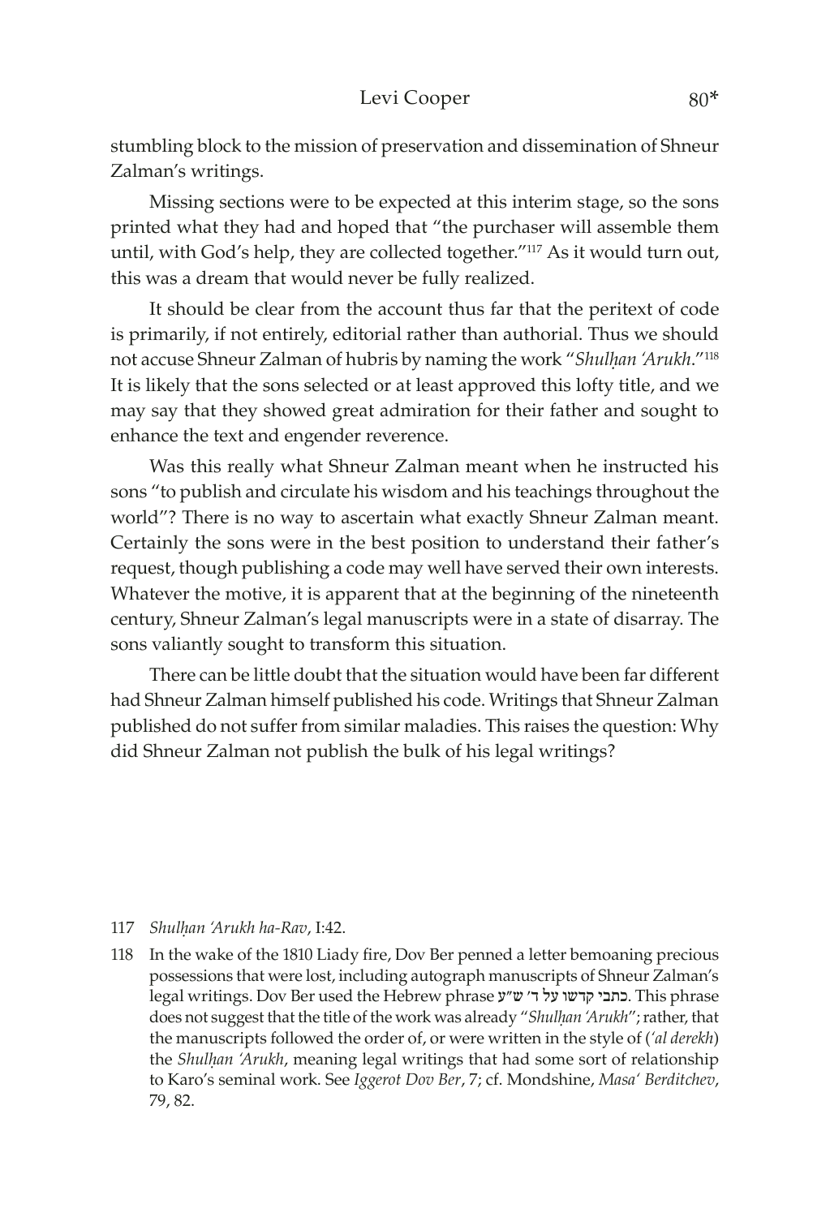stumbling block to the mission of preservation and dissemination of Shneur Zalman's writings.

Missing sections were to be expected at this interim stage, so the sons printed what they had and hoped that "the purchaser will assemble them until, with God's help, they are collected together."[117] As it would turn out, this was a dream that would never be fully realized.

It should be clear from the account thus far that the peritext of code is primarily, if not entirely, editorial rather than authorial. Thus we should not accuse Shneur Zalman of hubris by naming the work "*Shulḥan 'Arukh*."[118] It is likely that the sons selected or at least approved this lofty title, and we may say that they showed great admiration for their father and sought to enhance the text and engender reverence.

Was this really what Shneur Zalman meant when he instructed his sons "to publish and circulate his wisdom and his teachings throughout the world"? There is no way to ascertain what exactly Shneur Zalman meant. Certainly the sons were in the best position to understand their father's request, though publishing a code may well have served their own interests. Whatever the motive, it is apparent that at the beginning of the nineteenth century, Shneur Zalman's legal manuscripts were in a state of disarray. The sons valiantly sought to transform this situation.

There can be little doubt that the situation would have been far different had Shneur Zalman himself published his code. Writings that Shneur Zalman published do not suffer from similar maladies. This raises the question: Why did Shneur Zalman not publish the bulk of his legal writings?

---

117 *Shulḥan 'Arukh ha-Rav*, I:42.

118 In the wake of the 1810 Liady fire, Dov Ber penned a letter bemoaning precious possessions that were lost, including autograph manuscripts of Shneur Zalman's legal writings. Dov Ber used the Hebrew phrase כתבי קדשו על ד' ש"ע. This phrase does not suggest that the title of the work was already "*Shulḥan 'Arukh*"; rather, that the manuscripts followed the order of, or were written in the style of (*'al derekh*) the *Shulḥan 'Arukh*, meaning legal writings that had some sort of relationship to Karo's seminal work. See *Iggerot Dov Ber*, 7; cf. Mondshine, *Masa' Berditchev*, 79, 82.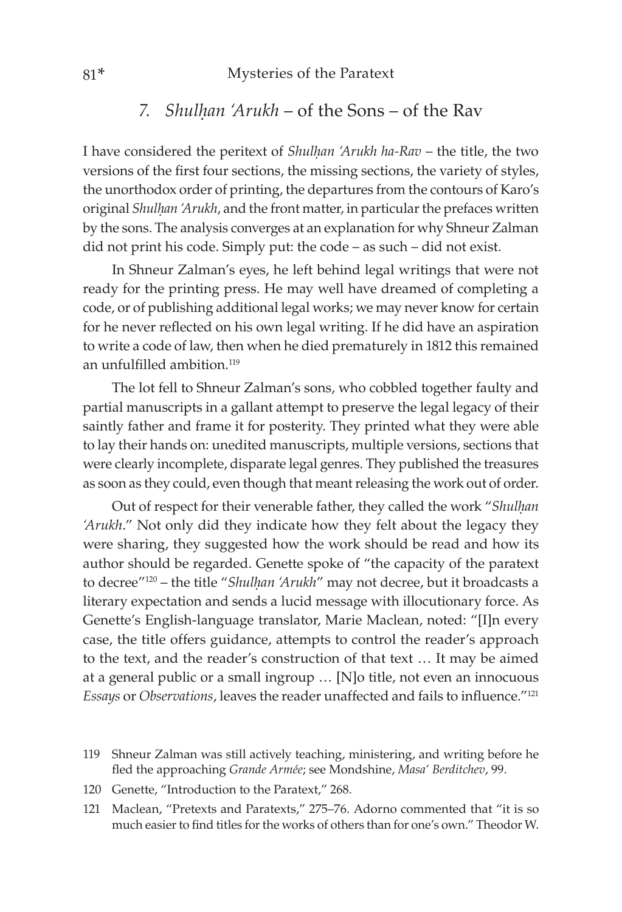## 7. *Shulḥan ʿArukh* – of the Sons – of the Rav

I have considered the peritext of *Shulḥan ʿArukh ha-Rav* – the title, the two versions of the first four sections, the missing sections, the variety of styles, the unorthodox order of printing, the departures from the contours of Karo's original *Shulḥan ʿArukh*, and the front matter, in particular the prefaces written by the sons. The analysis converges at an explanation for why Shneur Zalman did not print his code. Simply put: the code – as such – did not exist.

In Shneur Zalman's eyes, he left behind legal writings that were not ready for the printing press. He may well have dreamed of completing a code, or of publishing additional legal works; we may never know for certain for he never reflected on his own legal writing. If he did have an aspiration to write a code of law, then when he died prematurely in 1812 this remained an unfulfilled ambition.[119]

The lot fell to Shneur Zalman's sons, who cobbled together faulty and partial manuscripts in a gallant attempt to preserve the legal legacy of their saintly father and frame it for posterity. They printed what they were able to lay their hands on: unedited manuscripts, multiple versions, sections that were clearly incomplete, disparate legal genres. They published the treasures as soon as they could, even though that meant releasing the work out of order.

Out of respect for their venerable father, they called the work "*Shulḥan ʿArukh*." Not only did they indicate how they felt about the legacy they were sharing, they suggested how the work should be read and how its author should be regarded. Genette spoke of "the capacity of the paratext to decree"[120] – the title "*Shulḥan ʿArukh*" may not decree, but it broadcasts a literary expectation and sends a lucid message with illocutionary force. As Genette's English-language translator, Marie Maclean, noted: "[I]n every case, the title offers guidance, attempts to control the reader's approach to the text, and the reader's construction of that text … It may be aimed at a general public or a small ingroup … [N]o title, not even an innocuous *Essays* or *Observations*, leaves the reader unaffected and fails to influence."[121]

---

119 Shneur Zalman was still actively teaching, ministering, and writing before he fled the approaching *Grande Armée*; see Mondshine, *Masaʿ Berditchev*, 99.

120 Genette, "Introduction to the Paratext," 268.

121 Maclean, "Pretexts and Paratexts," 275–76. Adorno commented that "it is so much easier to find titles for the works of others than for one's own." Theodor W.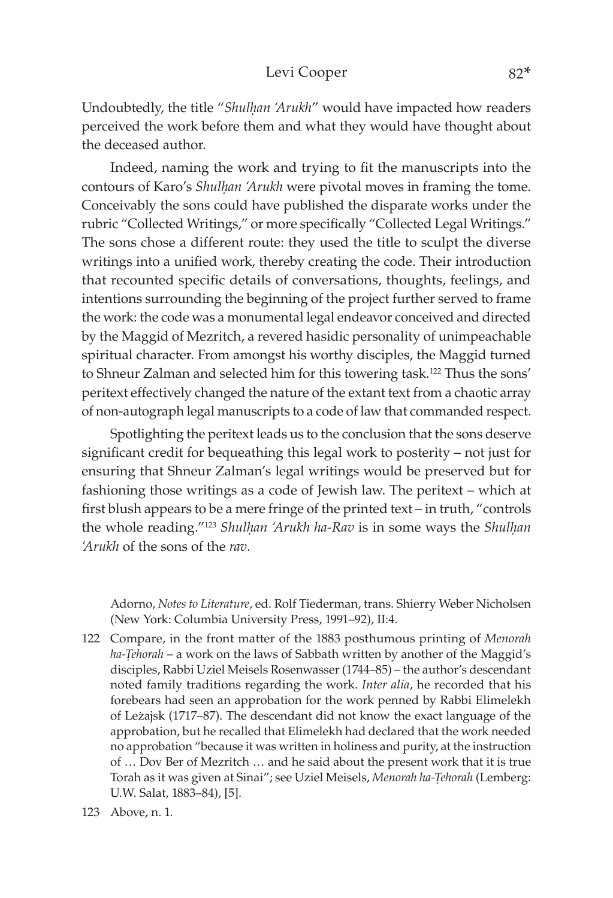Undoubtedly, the title "*Shulḥan 'Arukh*" would have impacted how readers perceived the work before them and what they would have thought about the deceased author.

Indeed, naming the work and trying to fit the manuscripts into the contours of Karo's *Shulḥan 'Arukh* were pivotal moves in framing the tome. Conceivably the sons could have published the disparate works under the rubric "Collected Writings," or more specifically "Collected Legal Writings." The sons chose a different route: they used the title to sculpt the diverse writings into a unified work, thereby creating the code. Their introduction that recounted specific details of conversations, thoughts, feelings, and intentions surrounding the beginning of the project further served to frame the work: the code was a monumental legal endeavor conceived and directed by the Maggid of Mezritch, a revered hasidic personality of unimpeachable spiritual character. From amongst his worthy disciples, the Maggid turned to Shneur Zalman and selected him for this towering task.[122] Thus the sons' peritext effectively changed the nature of the extant text from a chaotic array of non-autograph legal manuscripts to a code of law that commanded respect.

Spotlighting the peritext leads us to the conclusion that the sons deserve significant credit for bequeathing this legal work to posterity – not just for ensuring that Shneur Zalman's legal writings would be preserved but for fashioning those writings as a code of Jewish law. The peritext – which at first blush appears to be a mere fringe of the printed text – in truth, "controls the whole reading."[123] *Shulḥan 'Arukh ha-Rav* is in some ways the *Shulḥan 'Arukh* of the sons of the *rav*.

Adorno, *Notes to Literature*, ed. Rolf Tiederman, trans. Shierry Weber Nicholsen (New York: Columbia University Press, 1991–92), II:4.

122 Compare, in the front matter of the 1883 posthumous printing of *Menorah ha-Ṭehorah* – a work on the laws of Sabbath written by another of the Maggid's disciples, Rabbi Uziel Meisels Rosenwasser (1744–85) – the author's descendant noted family traditions regarding the work. *Inter alia*, he recorded that his forebears had seen an approbation for the work penned by Rabbi Elimelekh of Leżajsk (1717–87). The descendant did not know the exact language of the approbation, but he recalled that Elimelekh had declared that the work needed no approbation "because it was written in holiness and purity, at the instruction of … Dov Ber of Mezritch … and he said about the present work that it is true Torah as it was given at Sinai"; see Uziel Meisels, *Menorah ha-Ṭehorah* (Lemberg: U.W. Salat, 1883–84), [5].

123 Above, n. 1.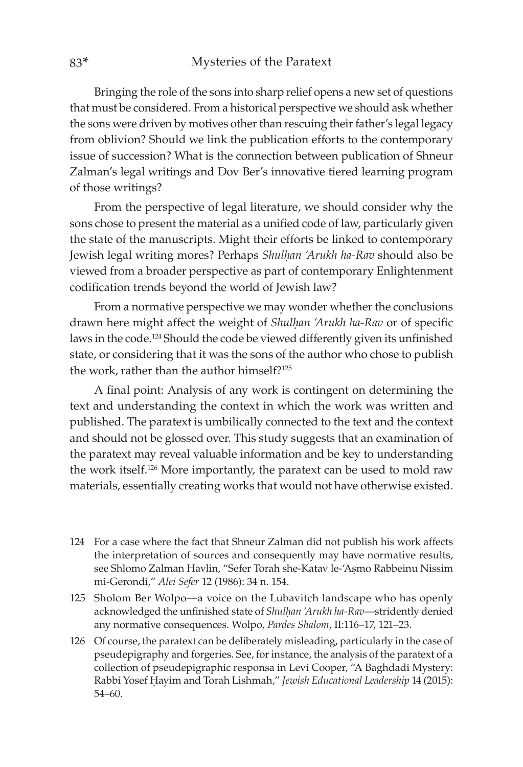Bringing the role of the sons into sharp relief opens a new set of questions that must be considered. From a historical perspective we should ask whether the sons were driven by motives other than rescuing their father's legal legacy from oblivion? Should we link the publication efforts to the contemporary issue of succession? What is the connection between publication of Shneur Zalman's legal writings and Dov Ber's innovative tiered learning program of those writings?

From the perspective of legal literature, we should consider why the sons chose to present the material as a unified code of law, particularly given the state of the manuscripts. Might their efforts be linked to contemporary Jewish legal writing mores? Perhaps *Shulḥan 'Arukh ha-Rav* should also be viewed from a broader perspective as part of contemporary Enlightenment codification trends beyond the world of Jewish law?

From a normative perspective we may wonder whether the conclusions drawn here might affect the weight of *Shulḥan 'Arukh ha-Rav* or of specific laws in the code.[124] Should the code be viewed differently given its unfinished state, or considering that it was the sons of the author who chose to publish the work, rather than the author himself?[125]

A final point: Analysis of any work is contingent on determining the text and understanding the context in which the work was written and published. The paratext is umbilically connected to the text and the context and should not be glossed over. This study suggests that an examination of the paratext may reveal valuable information and be key to understanding the work itself.[126] More importantly, the paratext can be used to mold raw materials, essentially creating works that would not have otherwise existed.

124 For a case where the fact that Shneur Zalman did not publish his work affects the interpretation of sources and consequently may have normative results, see Shlomo Zalman Havlin, "Sefer Torah she-Katav le-'Aṣmo Rabbeinu Nissim mi-Gerondi," *Alei Sefer* 12 (1986): 34 n. 154.

125 Sholom Ber Wolpo—a voice on the Lubavitch landscape who has openly acknowledged the unfinished state of *Shulḥan 'Arukh ha-Rav*—stridently denied any normative consequences. Wolpo, *Pardes Shalom*, II:116–17, 121–23.

126 Of course, the paratext can be deliberately misleading, particularly in the case of pseudepigraphy and forgeries. See, for instance, the analysis of the paratext of a collection of pseudepigraphic responsa in Levi Cooper, "A Baghdadi Mystery: Rabbi Yosef Ḥayim and Torah Lishmah," *Jewish Educational Leadership* 14 (2015): 54–60.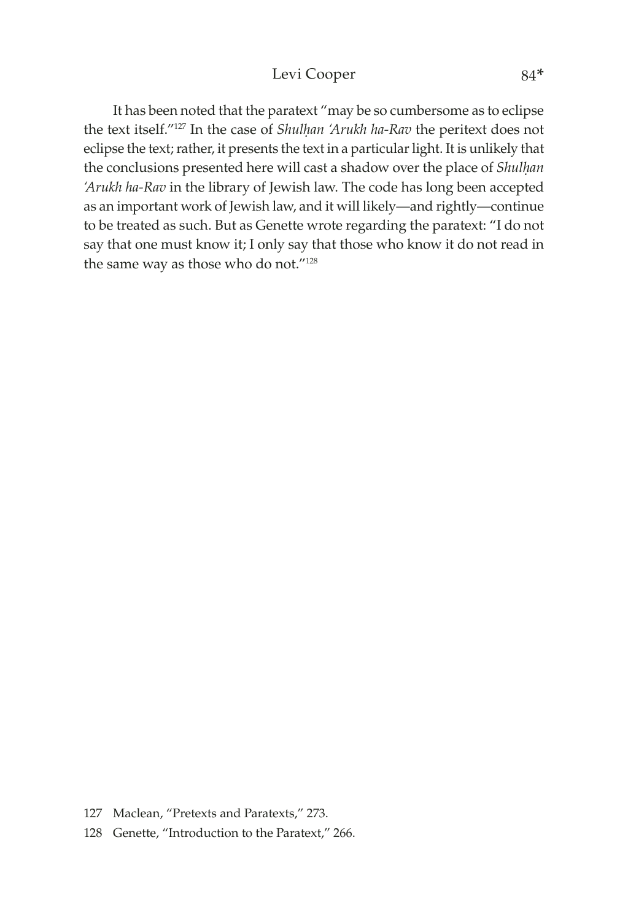It has been noted that the paratext "may be so cumbersome as to eclipse the text itself."[127] In the case of *Shulḥan 'Arukh ha-Rav* the peritext does not eclipse the text; rather, it presents the text in a particular light. It is unlikely that the conclusions presented here will cast a shadow over the place of *Shulḥan 'Arukh ha-Rav* in the library of Jewish law. The code has long been accepted as an important work of Jewish law, and it will likely—and rightly—continue to be treated as such. But as Genette wrote regarding the paratext: "I do not say that one must know it; I only say that those who know it do not read in the same way as those who do not."[128]

127 Maclean, "Pretexts and Paratexts," 273.

128 Genette, "Introduction to the Paratext," 266.